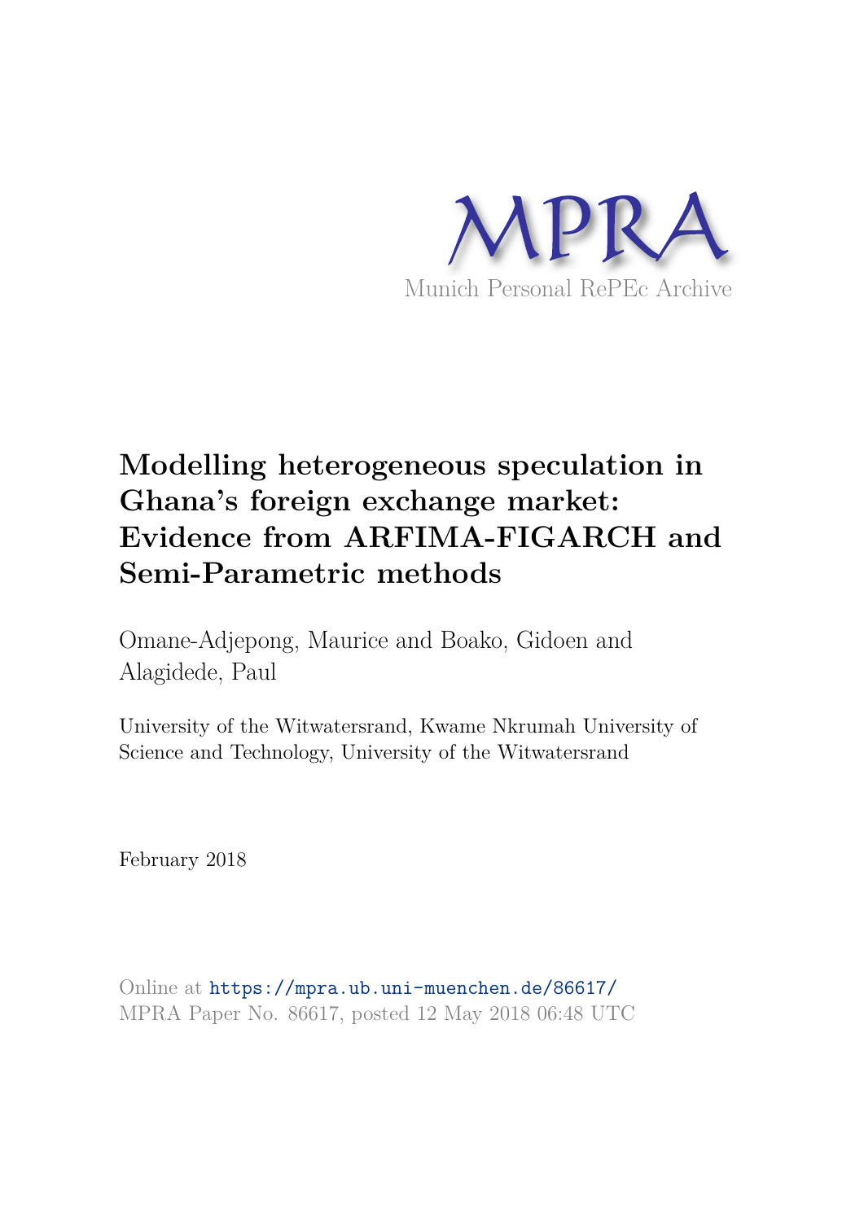MPRA

Munich Personal RePEc Archive

# Modelling heterogeneous speculation in Ghana's foreign exchange market: Evidence from ARFIMA-FIGARCH and Semi-Parametric methods

Omane-Adjepong, Maurice and Boako, Gidoen and Alagidede, Paul

University of the Witwatersrand, Kwame Nkrumah University of Science and Technology, University of the Witwatersrand

February 2018

Online at https://mpra.ub.uni-muenchen.de/86617/
MPRA Paper No. 86617, posted 12 May 2018 06:48 UTC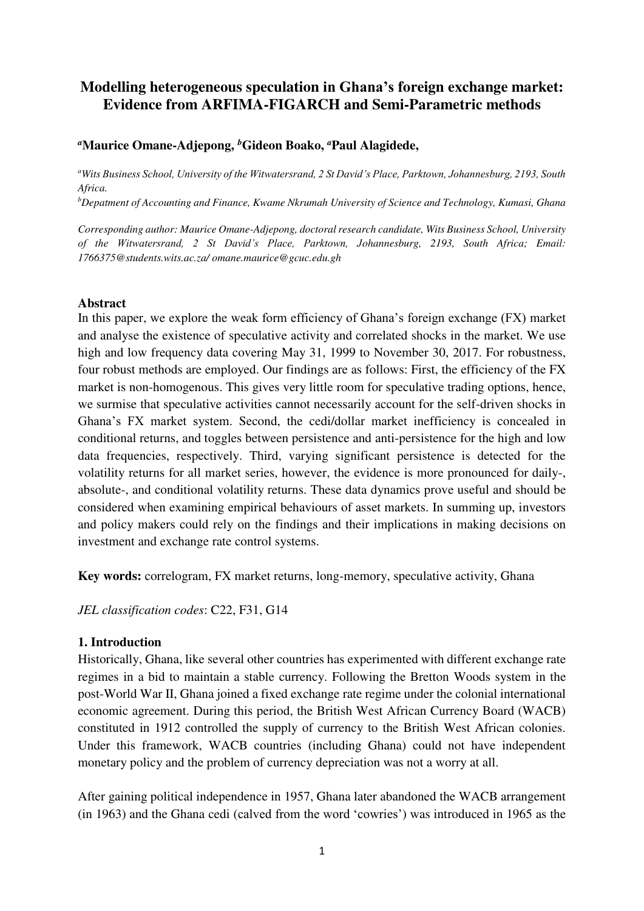# Modelling heterogeneous speculation in Ghana's foreign exchange market: Evidence from ARFIMA-FIGARCH and Semi-Parametric methods

**[a]Maurice Omane-Adjepong, [b]Gideon Boako, [a]Paul Alagidede,**

*[a]Wits Business School, University of the Witwatersrand, 2 St David's Place, Parktown, Johannesburg, 2193, South Africa.*

*[b]Depatment of Accounting and Finance, Kwame Nkrumah University of Science and Technology, Kumasi, Ghana*

*Corresponding author: Maurice Omane-Adjepong, doctoral research candidate, Wits Business School, University of the Witwatersrand, 2 St David's Place, Parktown, Johannesburg, 2193, South Africa; Email: 1766375@students.wits.ac.za/ omane.maurice@gcuc.edu.gh*

**Abstract**

In this paper, we explore the weak form efficiency of Ghana's foreign exchange (FX) market and analyse the existence of speculative activity and correlated shocks in the market. We use high and low frequency data covering May 31, 1999 to November 30, 2017. For robustness, four robust methods are employed. Our findings are as follows: First, the efficiency of the FX market is non-homogenous. This gives very little room for speculative trading options, hence, we surmise that speculative activities cannot necessarily account for the self-driven shocks in Ghana's FX market system. Second, the cedi/dollar market inefficiency is concealed in conditional returns, and toggles between persistence and anti-persistence for the high and low data frequencies, respectively. Third, varying significant persistence is detected for the volatility returns for all market series, however, the evidence is more pronounced for daily-, absolute-, and conditional volatility returns. These data dynamics prove useful and should be considered when examining empirical behaviours of asset markets. In summing up, investors and policy makers could rely on the findings and their implications in making decisions on investment and exchange rate control systems.

**Key words:** correlogram, FX market returns, long-memory, speculative activity, Ghana

*JEL classification codes*: C22, F31, G14

## 1. Introduction

Historically, Ghana, like several other countries has experimented with different exchange rate regimes in a bid to maintain a stable currency. Following the Bretton Woods system in the post-World War II, Ghana joined a fixed exchange rate regime under the colonial international economic agreement. During this period, the British West African Currency Board (WACB) constituted in 1912 controlled the supply of currency to the British West African colonies. Under this framework, WACB countries (including Ghana) could not have independent monetary policy and the problem of currency depreciation was not a worry at all.

After gaining political independence in 1957, Ghana later abandoned the WACB arrangement (in 1963) and the Ghana cedi (calved from the word 'cowries') was introduced in 1965 as the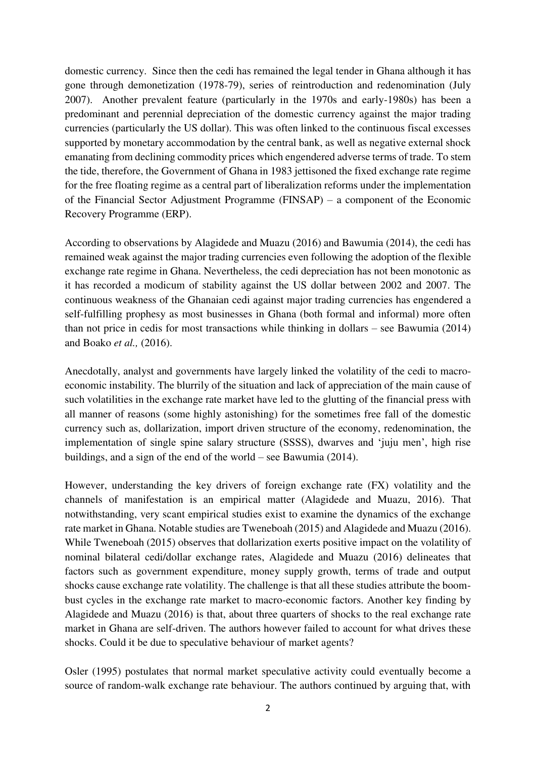domestic currency. Since then the cedi has remained the legal tender in Ghana although it has gone through demonetization (1978-79), series of reintroduction and redenomination (July 2007). Another prevalent feature (particularly in the 1970s and early-1980s) has been a predominant and perennial depreciation of the domestic currency against the major trading currencies (particularly the US dollar). This was often linked to the continuous fiscal excesses supported by monetary accommodation by the central bank, as well as negative external shock emanating from declining commodity prices which engendered adverse terms of trade. To stem the tide, therefore, the Government of Ghana in 1983 jettisoned the fixed exchange rate regime for the free floating regime as a central part of liberalization reforms under the implementation of the Financial Sector Adjustment Programme (FINSAP) – a component of the Economic Recovery Programme (ERP).

According to observations by Alagidede and Muazu (2016) and Bawumia (2014), the cedi has remained weak against the major trading currencies even following the adoption of the flexible exchange rate regime in Ghana. Nevertheless, the cedi depreciation has not been monotonic as it has recorded a modicum of stability against the US dollar between 2002 and 2007. The continuous weakness of the Ghanaian cedi against major trading currencies has engendered a self-fulfilling prophesy as most businesses in Ghana (both formal and informal) more often than not price in cedis for most transactions while thinking in dollars – see Bawumia (2014) and Boako *et al.,* (2016).

Anecdotally, analyst and governments have largely linked the volatility of the cedi to macro-economic instability. The blurrily of the situation and lack of appreciation of the main cause of such volatilities in the exchange rate market have led to the glutting of the financial press with all manner of reasons (some highly astonishing) for the sometimes free fall of the domestic currency such as, dollarization, import driven structure of the economy, redenomination, the implementation of single spine salary structure (SSSS), dwarves and 'juju men', high rise buildings, and a sign of the end of the world – see Bawumia (2014).

However, understanding the key drivers of foreign exchange rate (FX) volatility and the channels of manifestation is an empirical matter (Alagidede and Muazu, 2016). That notwithstanding, very scant empirical studies exist to examine the dynamics of the exchange rate market in Ghana. Notable studies are Tweneboah (2015) and Alagidede and Muazu (2016). While Tweneboah (2015) observes that dollarization exerts positive impact on the volatility of nominal bilateral cedi/dollar exchange rates, Alagidede and Muazu (2016) delineates that factors such as government expenditure, money supply growth, terms of trade and output shocks cause exchange rate volatility. The challenge is that all these studies attribute the boom-bust cycles in the exchange rate market to macro-economic factors. Another key finding by Alagidede and Muazu (2016) is that, about three quarters of shocks to the real exchange rate market in Ghana are self-driven. The authors however failed to account for what drives these shocks. Could it be due to speculative behaviour of market agents?

Osler (1995) postulates that normal market speculative activity could eventually become a source of random-walk exchange rate behaviour. The authors continued by arguing that, with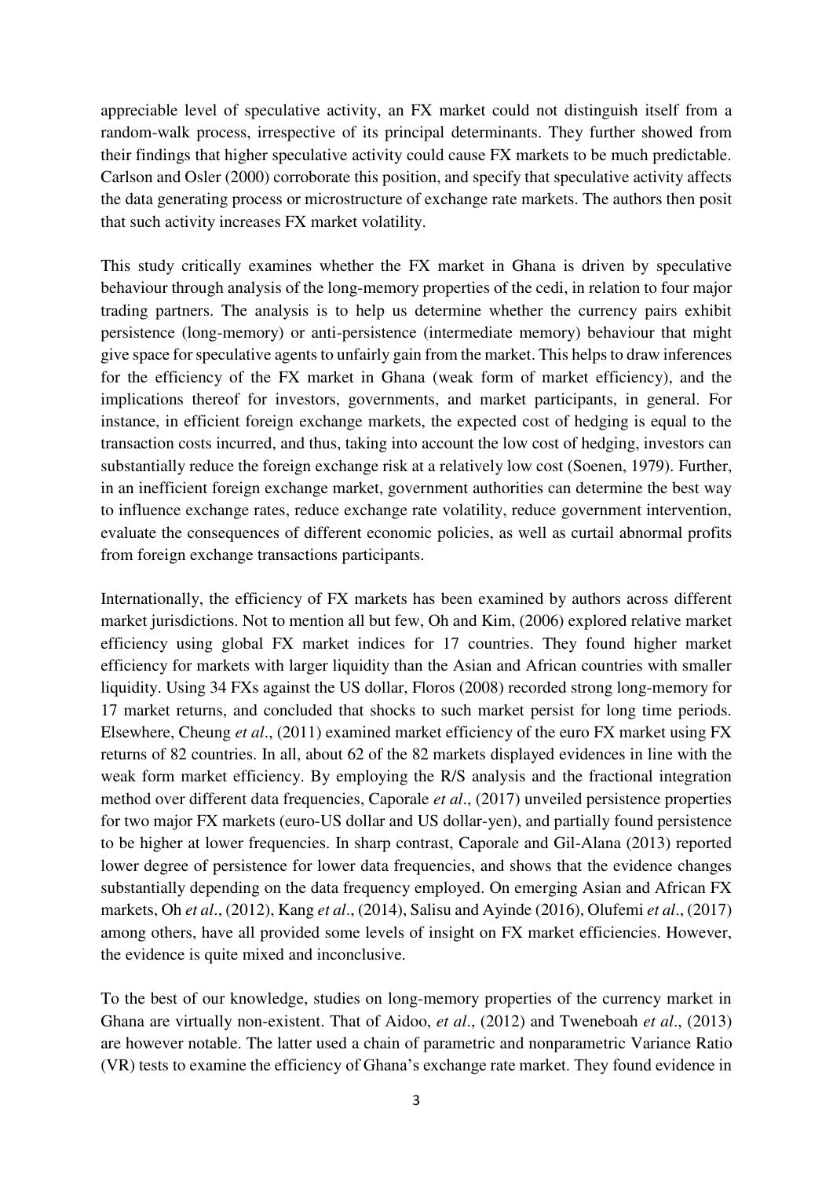appreciable level of speculative activity, an FX market could not distinguish itself from a random-walk process, irrespective of its principal determinants. They further showed from their findings that higher speculative activity could cause FX markets to be much predictable. Carlson and Osler (2000) corroborate this position, and specify that speculative activity affects the data generating process or microstructure of exchange rate markets. The authors then posit that such activity increases FX market volatility.

This study critically examines whether the FX market in Ghana is driven by speculative behaviour through analysis of the long-memory properties of the cedi, in relation to four major trading partners. The analysis is to help us determine whether the currency pairs exhibit persistence (long-memory) or anti-persistence (intermediate memory) behaviour that might give space for speculative agents to unfairly gain from the market. This helps to draw inferences for the efficiency of the FX market in Ghana (weak form of market efficiency), and the implications thereof for investors, governments, and market participants, in general. For instance, in efficient foreign exchange markets, the expected cost of hedging is equal to the transaction costs incurred, and thus, taking into account the low cost of hedging, investors can substantially reduce the foreign exchange risk at a relatively low cost (Soenen, 1979). Further, in an inefficient foreign exchange market, government authorities can determine the best way to influence exchange rates, reduce exchange rate volatility, reduce government intervention, evaluate the consequences of different economic policies, as well as curtail abnormal profits from foreign exchange transactions participants.

Internationally, the efficiency of FX markets has been examined by authors across different market jurisdictions. Not to mention all but few, Oh and Kim, (2006) explored relative market efficiency using global FX market indices for 17 countries. They found higher market efficiency for markets with larger liquidity than the Asian and African countries with smaller liquidity. Using 34 FXs against the US dollar, Floros (2008) recorded strong long-memory for 17 market returns, and concluded that shocks to such market persist for long time periods. Elsewhere, Cheung *et al*., (2011) examined market efficiency of the euro FX market using FX returns of 82 countries. In all, about 62 of the 82 markets displayed evidences in line with the weak form market efficiency. By employing the R/S analysis and the fractional integration method over different data frequencies, Caporale *et al*., (2017) unveiled persistence properties for two major FX markets (euro-US dollar and US dollar-yen), and partially found persistence to be higher at lower frequencies. In sharp contrast, Caporale and Gil-Alana (2013) reported lower degree of persistence for lower data frequencies, and shows that the evidence changes substantially depending on the data frequency employed. On emerging Asian and African FX markets, Oh *et al*., (2012), Kang *et al*., (2014), Salisu and Ayinde (2016), Olufemi *et al*., (2017) among others, have all provided some levels of insight on FX market efficiencies. However, the evidence is quite mixed and inconclusive.

To the best of our knowledge, studies on long-memory properties of the currency market in Ghana are virtually non-existent. That of Aidoo, *et al*., (2012) and Tweneboah *et al*., (2013) are however notable. The latter used a chain of parametric and nonparametric Variance Ratio (VR) tests to examine the efficiency of Ghana's exchange rate market. They found evidence in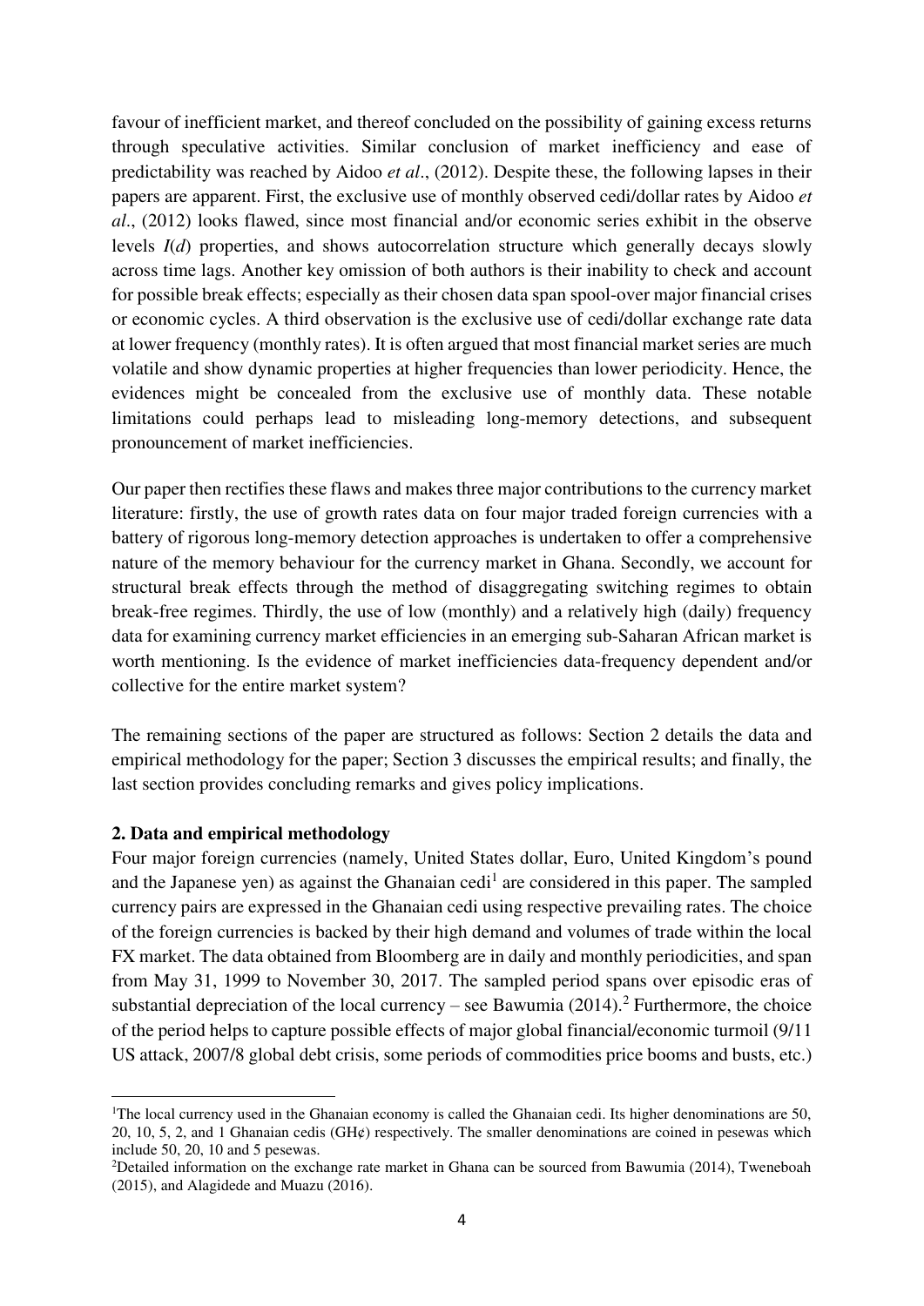favour of inefficient market, and thereof concluded on the possibility of gaining excess returns through speculative activities. Similar conclusion of market inefficiency and ease of predictability was reached by Aidoo *et al*., (2012). Despite these, the following lapses in their papers are apparent. First, the exclusive use of monthly observed cedi/dollar rates by Aidoo *et al*., (2012) looks flawed, since most financial and/or economic series exhibit in the observe levels $I(d)$ properties, and shows autocorrelation structure which generally decays slowly across time lags. Another key omission of both authors is their inability to check and account for possible break effects; especially as their chosen data span spool-over major financial crises or economic cycles. A third observation is the exclusive use of cedi/dollar exchange rate data at lower frequency (monthly rates). It is often argued that most financial market series are much volatile and show dynamic properties at higher frequencies than lower periodicity. Hence, the evidences might be concealed from the exclusive use of monthly data. These notable limitations could perhaps lead to misleading long-memory detections, and subsequent pronouncement of market inefficiencies.

Our paper then rectifies these flaws and makes three major contributions to the currency market literature: firstly, the use of growth rates data on four major traded foreign currencies with a battery of rigorous long-memory detection approaches is undertaken to offer a comprehensive nature of the memory behaviour for the currency market in Ghana. Secondly, we account for structural break effects through the method of disaggregating switching regimes to obtain break-free regimes. Thirdly, the use of low (monthly) and a relatively high (daily) frequency data for examining currency market efficiencies in an emerging sub-Saharan African market is worth mentioning. Is the evidence of market inefficiencies data-frequency dependent and/or collective for the entire market system?

The remaining sections of the paper are structured as follows: Section 2 details the data and empirical methodology for the paper; Section 3 discusses the empirical results; and finally, the last section provides concluding remarks and gives policy implications.

## 2. Data and empirical methodology

Four major foreign currencies (namely, United States dollar, Euro, United Kingdom's pound and the Japanese yen) as against the Ghanaian cedi[1] are considered in this paper. The sampled currency pairs are expressed in the Ghanaian cedi using respective prevailing rates. The choice of the foreign currencies is backed by their high demand and volumes of trade within the local FX market. The data obtained from Bloomberg are in daily and monthly periodicities, and span from May 31, 1999 to November 30, 2017. The sampled period spans over episodic eras of substantial depreciation of the local currency – see Bawumia (2014).[2] Furthermore, the choice of the period helps to capture possible effects of major global financial/economic turmoil (9/11 US attack, 2007/8 global debt crisis, some periods of commodities price booms and busts, etc.)

[1]The local currency used in the Ghanaian economy is called the Ghanaian cedi. Its higher denominations are 50, 20, 10, 5, 2, and 1 Ghanaian cedis (GH¢) respectively. The smaller denominations are coined in pesewas which include 50, 20, 10 and 5 pesewas.

[2]Detailed information on the exchange rate market in Ghana can be sourced from Bawumia (2014), Tweneboah (2015), and Alagidede and Muazu (2016).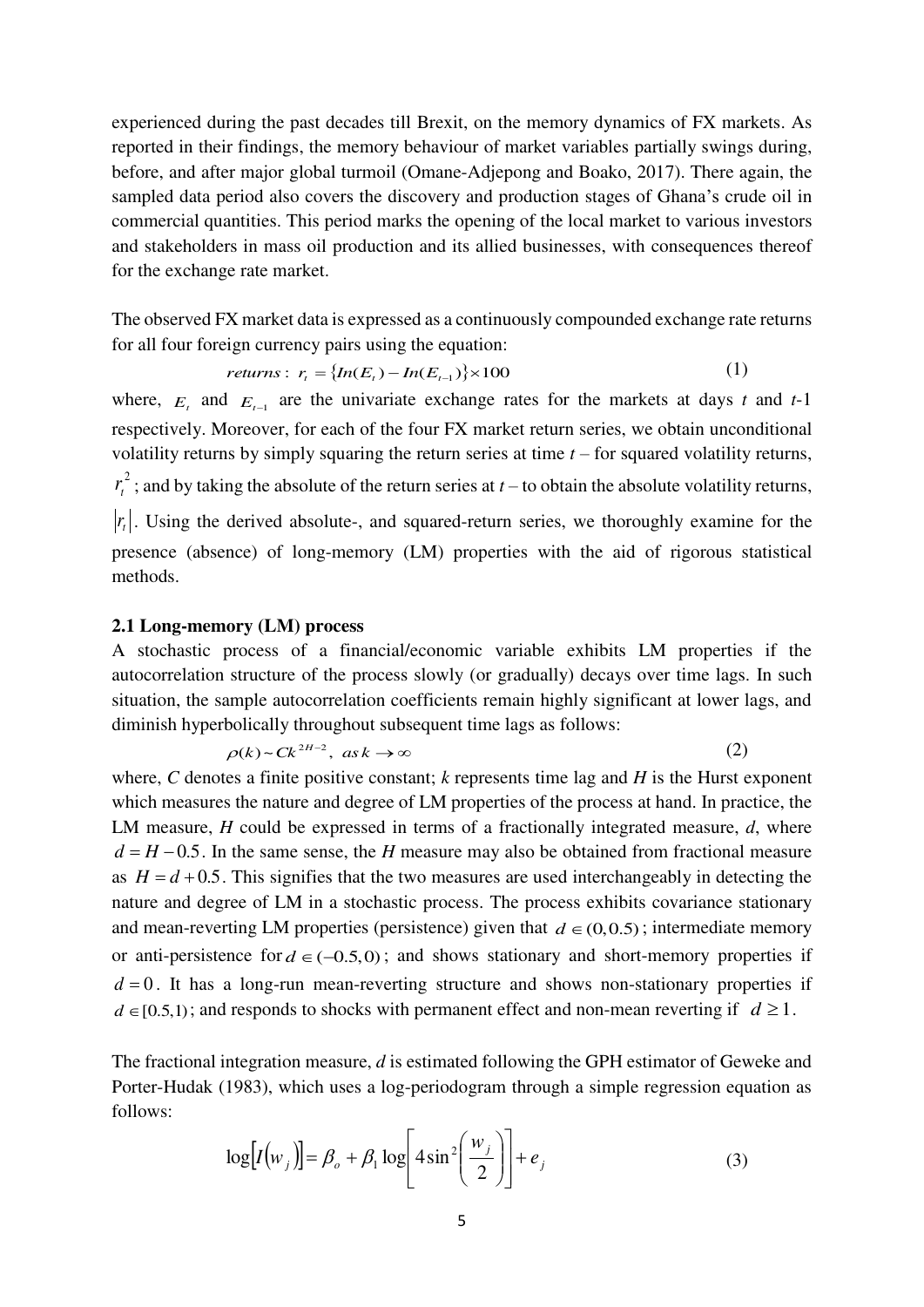experienced during the past decades till Brexit, on the memory dynamics of FX markets. As reported in their findings, the memory behaviour of market variables partially swings during, before, and after major global turmoil (Omane-Adjepong and Boako, 2017). There again, the sampled data period also covers the discovery and production stages of Ghana's crude oil in commercial quantities. This period marks the opening of the local market to various investors and stakeholders in mass oil production and its allied businesses, with consequences thereof for the exchange rate market.

The observed FX market data is expressed as a continuously compounded exchange rate returns for all four foreign currency pairs using the equation:

$$returns: \; r_t = \{In(E_t) - In(E_{t-1})\} \times 100 \tag{1}$$

where, $E_t$ and $E_{t-1}$ are the univariate exchange rates for the markets at days *t* and *t*-1 respectively. Moreover, for each of the four FX market return series, we obtain unconditional volatility returns by simply squaring the return series at time *t* – for squared volatility returns, $r_t^2$; and by taking the absolute of the return series at *t* – to obtain the absolute volatility returns, $|r_t|$. Using the derived absolute-, and squared-return series, we thoroughly examine for the presence (absence) of long-memory (LM) properties with the aid of rigorous statistical methods.

### 2.1 Long-memory (LM) process

A stochastic process of a financial/economic variable exhibits LM properties if the autocorrelation structure of the process slowly (or gradually) decays over time lags. In such situation, the sample autocorrelation coefficients remain highly significant at lower lags, and diminish hyperbolically throughout subsequent time lags as follows:

$$\rho(k) \sim Ck^{2H-2}, \; as\, k \to \infty \tag{2}$$

where, *C* denotes a finite positive constant; *k* represents time lag and *H* is the Hurst exponent which measures the nature and degree of LM properties of the process at hand. In practice, the LM measure, *H* could be expressed in terms of a fractionally integrated measure, *d*, where $d = H - 0.5$. In the same sense, the *H* measure may also be obtained from fractional measure as $H = d + 0.5$. This signifies that the two measures are used interchangeably in detecting the nature and degree of LM in a stochastic process. The process exhibits covariance stationary and mean-reverting LM properties (persistence) given that $d \in (0, 0.5)$; intermediate memory or anti-persistence for $d \in (-0.5, 0)$; and shows stationary and short-memory properties if $d = 0$. It has a long-run mean-reverting structure and shows non-stationary properties if $d \in [0.5, 1)$; and responds to shocks with permanent effect and non-mean reverting if $d \geq 1$.

The fractional integration measure, *d* is estimated following the GPH estimator of Geweke and Porter-Hudak (1983), which uses a log-periodogram through a simple regression equation as follows:

$$\log[I(w_j)] = \beta_o + \beta_1 \log\left[4\sin^2\left(\frac{w_j}{2}\right)\right] + e_j \tag{3}$$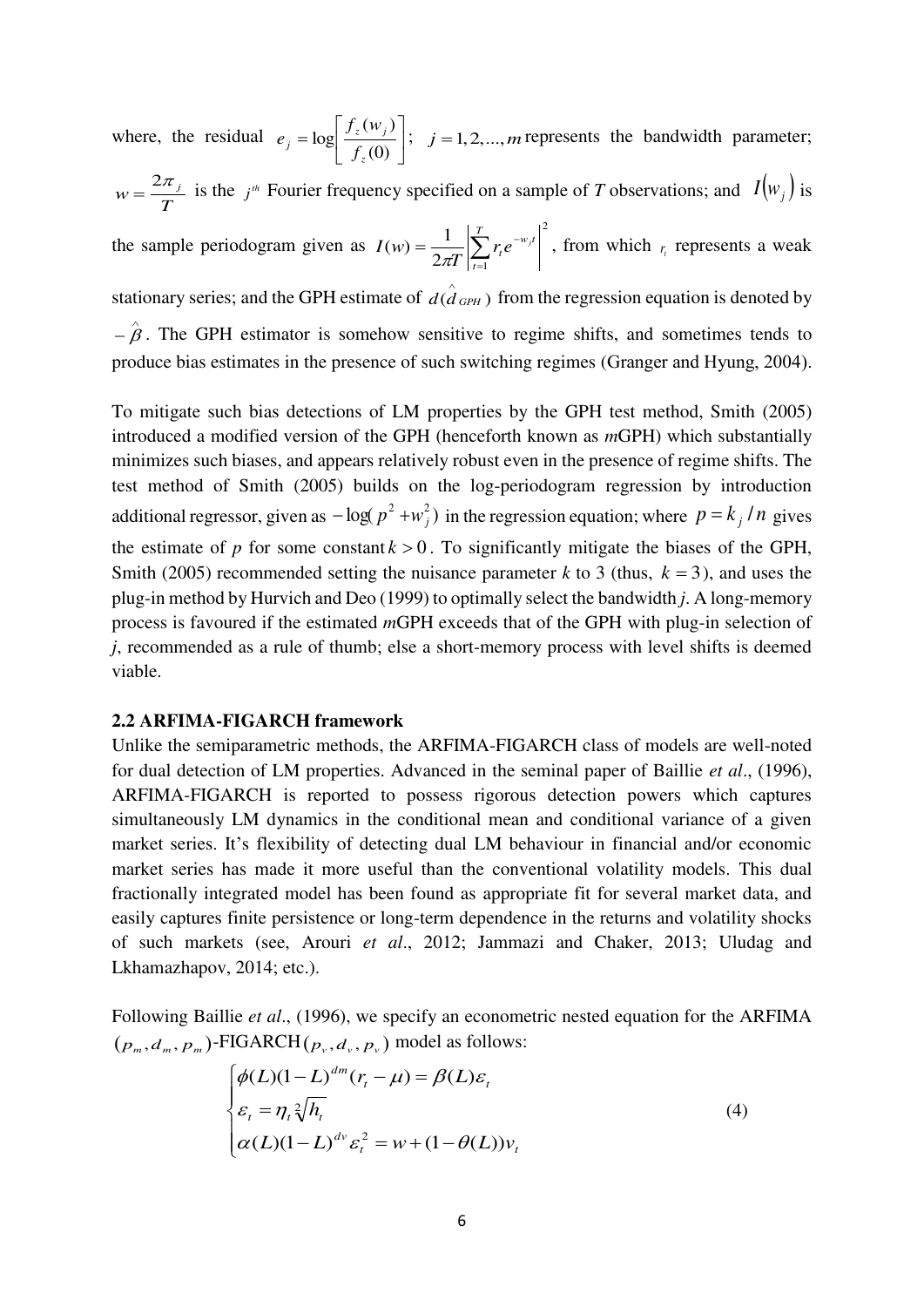where, the residual $e_j = \log\left[\frac{f_z(w_j)}{f_z(0)}\right]$; $j = 1, 2, ..., m$ represents the bandwidth parameter; $w = \frac{2\pi_j}{T}$ is the $j^{th}$ Fourier frequency specified on a sample of *T* observations; and $I(w_j)$ is the sample periodogram given as $I(w) = \frac{1}{2\pi T}\left|\sum_{t=1}^{T} r_t e^{-w_j t}\right|^2$, from which $r_t$ represents a weak stationary series; and the GPH estimate of $d(\hat{d}_{GPH})$ from the regression equation is denoted by $-\hat{\beta}$. The GPH estimator is somehow sensitive to regime shifts, and sometimes tends to produce bias estimates in the presence of such switching regimes (Granger and Hyung, 2004).

To mitigate such bias detections of LM properties by the GPH test method, Smith (2005) introduced a modified version of the GPH (henceforth known as *m*GPH) which substantially minimizes such biases, and appears relatively robust even in the presence of regime shifts. The test method of Smith (2005) builds on the log-periodogram regression by introduction additional regressor, given as $-\log(p^2 + w_j^2)$ in the regression equation; where $p = k_j / n$ gives the estimate of *p* for some constant $k > 0$. To significantly mitigate the biases of the GPH, Smith (2005) recommended setting the nuisance parameter *k* to 3 (thus, $k = 3$), and uses the plug-in method by Hurvich and Deo (1999) to optimally select the bandwidth *j*. A long-memory process is favoured if the estimated *m*GPH exceeds that of the GPH with plug-in selection of *j*, recommended as a rule of thumb; else a short-memory process with level shifts is deemed viable.

## 2.2 ARFIMA-FIGARCH framework

Unlike the semiparametric methods, the ARFIMA-FIGARCH class of models are well-noted for dual detection of LM properties. Advanced in the seminal paper of Baillie *et al*., (1996), ARFIMA-FIGARCH is reported to possess rigorous detection powers which captures simultaneously LM dynamics in the conditional mean and conditional variance of a given market series. It's flexibility of detecting dual LM behaviour in financial and/or economic market series has made it more useful than the conventional volatility models. This dual fractionally integrated model has been found as appropriate fit for several market data, and easily captures finite persistence or long-term dependence in the returns and volatility shocks of such markets (see, Arouri *et al*., 2012; Jammazi and Chaker, 2013; Uludag and Lkhamazhapov, 2014; etc.).

Following Baillie *et al*., (1996), we specify an econometric nested equation for the ARFIMA $(p_m, d_m, p_m)$-FIGARCH$(p_v, d_v, p_v)$ model as follows:

$$\begin{cases} \phi(L)(1-L)^{dm}(r_t - \mu) = \beta(L)\varepsilon_t \\ \varepsilon_t = \eta_t \sqrt[2]{h_t} \\ \alpha(L)(1-L)^{dv}\varepsilon_t^2 = w + (1-\theta(L))v_t \end{cases} \tag{4}$$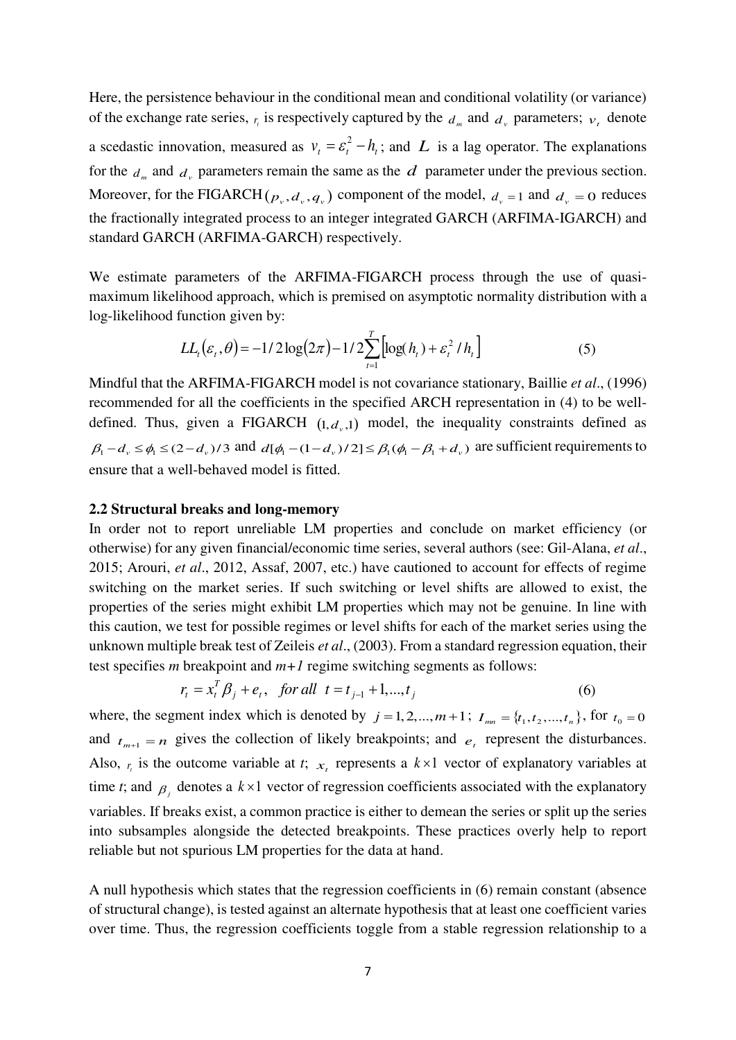Here, the persistence behaviour in the conditional mean and conditional volatility (or variance) of the exchange rate series, $r_t$ is respectively captured by the $d_m$ and $d_v$ parameters; $v_t$ denote a scedastic innovation, measured as $v_t = \varepsilon_t^2 - h_t$; and $L$ is a lag operator. The explanations for the $d_m$ and $d_v$ parameters remain the same as the $d$ parameter under the previous section. Moreover, for the FIGARCH$(p_v, d_v, q_v)$ component of the model, $d_v = 1$ and $d_v = 0$ reduces the fractionally integrated process to an integer integrated GARCH (ARFIMA-IGARCH) and standard GARCH (ARFIMA-GARCH) respectively.

We estimate parameters of the ARFIMA-FIGARCH process through the use of quasi-maximum likelihood approach, which is premised on asymptotic normality distribution with a log-likelihood function given by:

$$LL_t(\varepsilon_t, \theta) = -1/2\log(2\pi) - 1/2\sum_{t=1}^{T}\left[\log(h_t) + \varepsilon_t^2 / h_t\right] \tag{5}$$

Mindful that the ARFIMA-FIGARCH model is not covariance stationary, Baillie *et al*., (1996) recommended for all the coefficients in the specified ARCH representation in (4) to be well-defined. Thus, given a FIGARCH $(1, d_v, 1)$ model, the inequality constraints defined as $\beta_1 - d_v \le \phi_1 \le (2 - d_v)/3$ and $d[\phi_1 - (1 - d_v)/2] \le \beta_1(\phi_1 - \beta_1 + d_v)$ are sufficient requirements to ensure that a well-behaved model is fitted.

**2.2 Structural breaks and long-memory**

In order not to report unreliable LM properties and conclude on market efficiency (or otherwise) for any given financial/economic time series, several authors (see: Gil-Alana, *et al*., 2015; Arouri, *et al*., 2012, Assaf, 2007, etc.) have cautioned to account for effects of regime switching on the market series. If such switching or level shifts are allowed to exist, the properties of the series might exhibit LM properties which may not be genuine. In line with this caution, we test for possible regimes or level shifts for each of the market series using the unknown multiple break test of Zeileis *et al*., (2003). From a standard regression equation, their test specifies *m* breakpoint and *m+1* regime switching segments as follows:

$$r_t = x_t^T \beta_j + e_t, \quad for\ all\ \ t = t_{j-1} + 1, ..., t_j \tag{6}$$

where, the segment index which is denoted by $j = 1, 2, ..., m+1$; $I_{mn} = \{t_1, t_2, ..., t_n\}$, for $t_0 = 0$ and $t_{m+1} = n$ gives the collection of likely breakpoints; and $e_t$ represent the disturbances. Also, $r_t$ is the outcome variable at *t*; $x_t$ represents a $k \times 1$ vector of explanatory variables at time *t*; and $\beta_j$ denotes a $k \times 1$ vector of regression coefficients associated with the explanatory variables. If breaks exist, a common practice is either to demean the series or split up the series into subsamples alongside the detected breakpoints. These practices overly help to report reliable but not spurious LM properties for the data at hand.

A null hypothesis which states that the regression coefficients in (6) remain constant (absence of structural change), is tested against an alternate hypothesis that at least one coefficient varies over time. Thus, the regression coefficients toggle from a stable regression relationship to a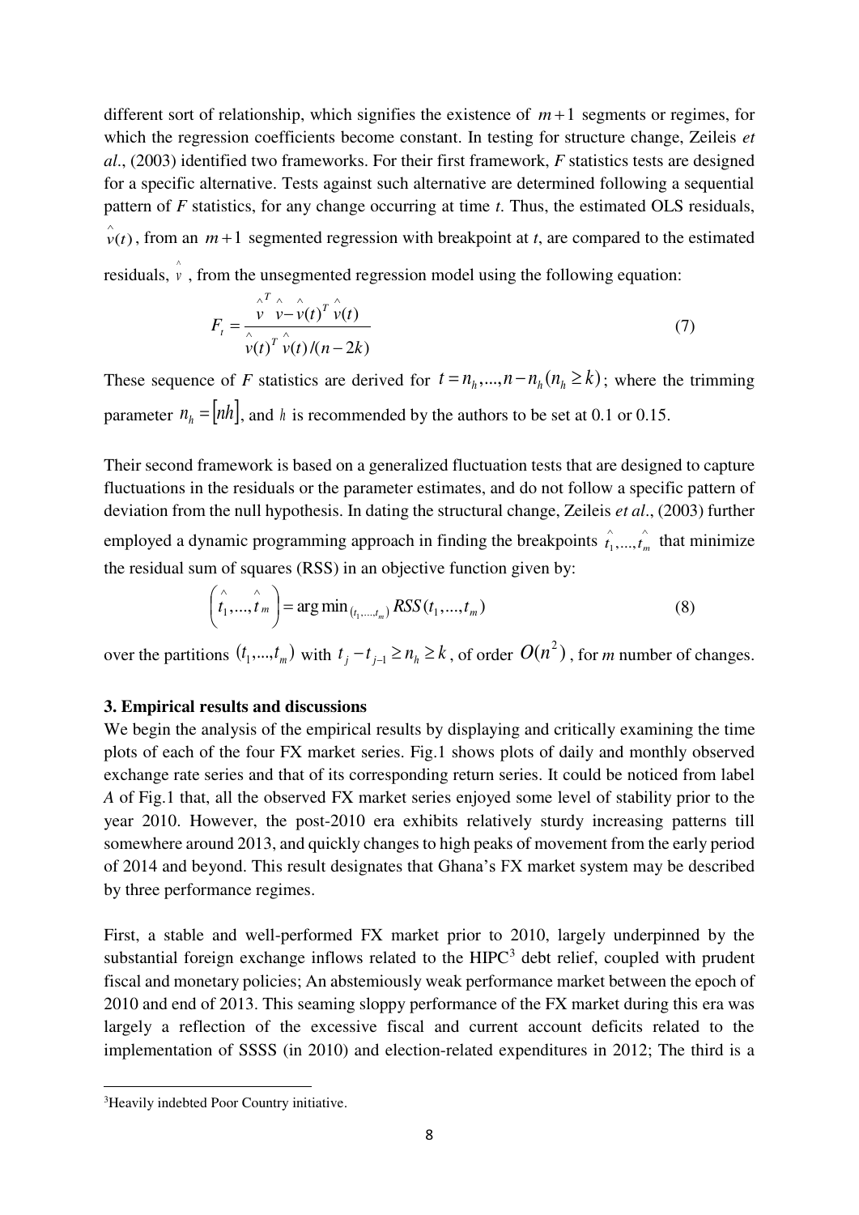different sort of relationship, which signifies the existence of $m+1$ segments or regimes, for which the regression coefficients become constant. In testing for structure change, Zeileis *et al*., (2003) identified two frameworks. For their first framework, *F* statistics tests are designed for a specific alternative. Tests against such alternative are determined following a sequential pattern of *F* statistics, for any change occurring at time *t*. Thus, the estimated OLS residuals, $\hat{v}(t)$, from an $m+1$ segmented regression with breakpoint at *t*, are compared to the estimated residuals, $\hat{v}$, from the unsegmented regression model using the following equation:

$$F_t = \frac{\hat{v}^T \hat{v} - \hat{v}(t)^T \hat{v}(t)}{\hat{v}(t)^T \hat{v}(t)/(n-2k)} \tag{7}$$

These sequence of *F* statistics are derived for $t = n_h, ..., n - n_h (n_h \geq k)$; where the trimming parameter $n_h = [nh]$, and $h$ is recommended by the authors to be set at 0.1 or 0.15.

Their second framework is based on a generalized fluctuation tests that are designed to capture fluctuations in the residuals or the parameter estimates, and do not follow a specific pattern of deviation from the null hypothesis. In dating the structural change, Zeileis *et al*., (2003) further employed a dynamic programming approach in finding the breakpoints $\hat{t}_1, ..., \hat{t}_m$ that minimize the residual sum of squares (RSS) in an objective function given by:

$$\left(\hat{t}_1, ..., \hat{t}_m\right) = \arg\min_{(t_1, ..., t_m)} RSS(t_1, ..., t_m) \tag{8}$$

over the partitions $(t_1, ..., t_m)$ with $t_j - t_{j-1} \geq n_h \geq k$, of order $O(n^2)$, for *m* number of changes.

### 3. Empirical results and discussions

We begin the analysis of the empirical results by displaying and critically examining the time plots of each of the four FX market series. Fig.1 shows plots of daily and monthly observed exchange rate series and that of its corresponding return series. It could be noticed from label *A* of Fig.1 that, all the observed FX market series enjoyed some level of stability prior to the year 2010. However, the post-2010 era exhibits relatively sturdy increasing patterns till somewhere around 2013, and quickly changes to high peaks of movement from the early period of 2014 and beyond. This result designates that Ghana's FX market system may be described by three performance regimes.

First, a stable and well-performed FX market prior to 2010, largely underpinned by the substantial foreign exchange inflows related to the HIPC[3] debt relief, coupled with prudent fiscal and monetary policies; An abstemiously weak performance market between the epoch of 2010 and end of 2013. This seaming sloppy performance of the FX market during this era was largely a reflection of the excessive fiscal and current account deficits related to the implementation of SSSS (in 2010) and election-related expenditures in 2012; The third is a

[3]Heavily indebted Poor Country initiative.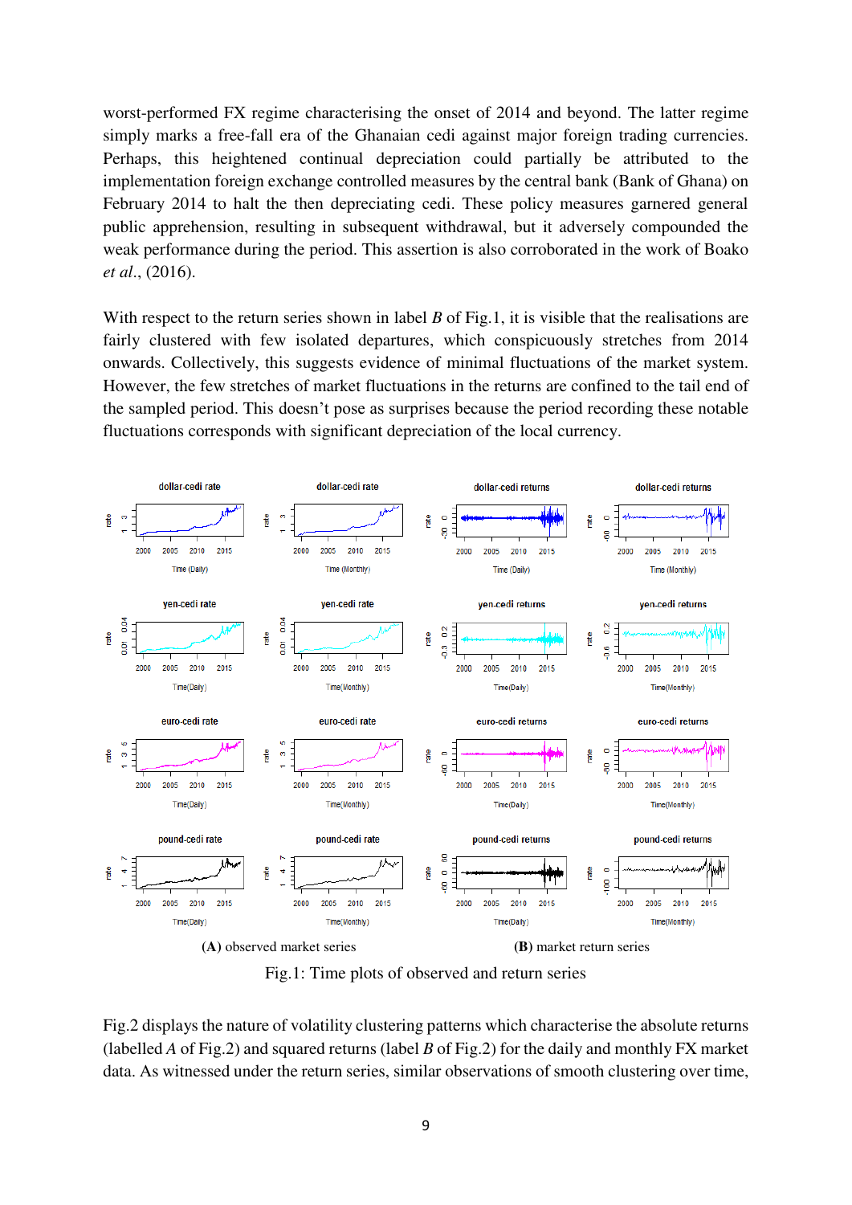worst-performed FX regime characterising the onset of 2014 and beyond. The latter regime simply marks a free-fall era of the Ghanaian cedi against major foreign trading currencies. Perhaps, this heightened continual depreciation could partially be attributed to the implementation foreign exchange controlled measures by the central bank (Bank of Ghana) on February 2014 to halt the then depreciating cedi. These policy measures garnered general public apprehension, resulting in subsequent withdrawal, but it adversely compounded the weak performance during the period. This assertion is also corroborated in the work of Boako *et al*., (2016).

With respect to the return series shown in label *B* of Fig.1, it is visible that the realisations are fairly clustered with few isolated departures, which conspicuously stretches from 2014 onwards. Collectively, this suggests evidence of minimal fluctuations of the market system. However, the few stretches of market fluctuations in the returns are confined to the tail end of the sampled period. This doesn't pose as surprises because the period recording these notable fluctuations corresponds with significant depreciation of the local currency.

**(A)** observed market series **(B)** market return series

Fig.1: Time plots of observed and return series

Fig.2 displays the nature of volatility clustering patterns which characterise the absolute returns (labelled *A* of Fig.2) and squared returns (label *B* of Fig.2) for the daily and monthly FX market data. As witnessed under the return series, similar observations of smooth clustering over time,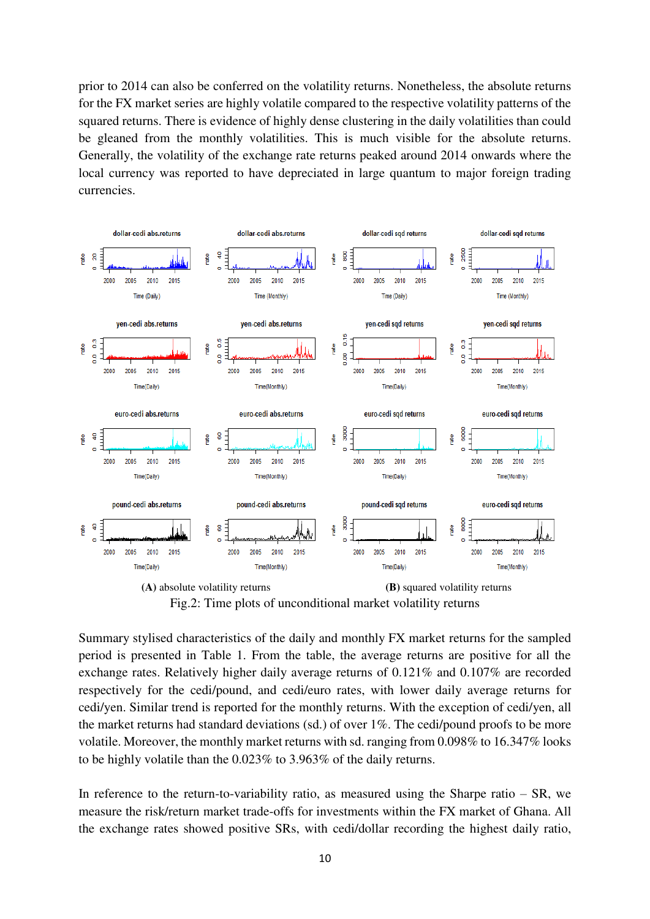prior to 2014 can also be conferred on the volatility returns. Nonetheless, the absolute returns for the FX market series are highly volatile compared to the respective volatility patterns of the squared returns. There is evidence of highly dense clustering in the daily volatilities than could be gleaned from the monthly volatilities. This is much visible for the absolute returns. Generally, the volatility of the exchange rate returns peaked around 2014 onwards where the local currency was reported to have depreciated in large quantum to major foreign trading currencies.

**(A)** absolute volatility returns **(B)** squared volatility returns

Fig.2: Time plots of unconditional market volatility returns

Summary stylised characteristics of the daily and monthly FX market returns for the sampled period is presented in Table 1. From the table, the average returns are positive for all the exchange rates. Relatively higher daily average returns of 0.121% and 0.107% are recorded respectively for the cedi/pound, and cedi/euro rates, with lower daily average returns for cedi/yen. Similar trend is reported for the monthly returns. With the exception of cedi/yen, all the market returns had standard deviations (sd.) of over 1%. The cedi/pound proofs to be more volatile. Moreover, the monthly market returns with sd. ranging from 0.098% to 16.347% looks to be highly volatile than the 0.023% to 3.963% of the daily returns.

In reference to the return-to-variability ratio, as measured using the Sharpe ratio – SR, we measure the risk/return market trade-offs for investments within the FX market of Ghana. All the exchange rates showed positive SRs, with cedi/dollar recording the highest daily ratio,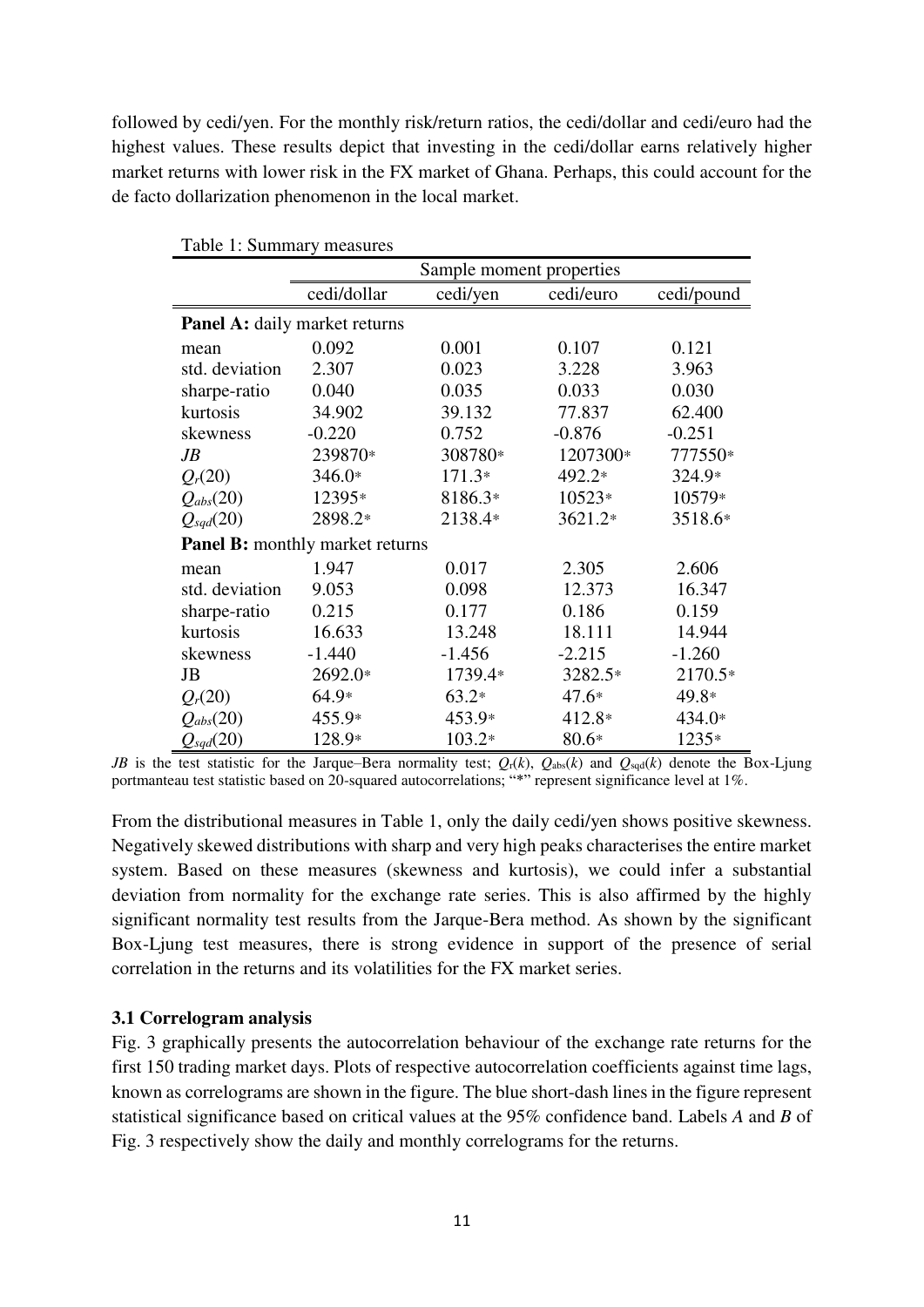followed by cedi/yen. For the monthly risk/return ratios, the cedi/dollar and cedi/euro had the highest values. These results depict that investing in the cedi/dollar earns relatively higher market returns with lower risk in the FX market of Ghana. Perhaps, this could account for the de facto dollarization phenomenon in the local market.

Table 1: Summary measures

| | Sample moment properties | | | |
|---|---|---|---|---|
| | cedi/dollar | cedi/yen | cedi/euro | cedi/pound |
| **Panel A:** daily market returns | | | | |
| mean | 0.092 | 0.001 | 0.107 | 0.121 |
| std. deviation | 2.307 | 0.023 | 3.228 | 3.963 |
| sharpe-ratio | 0.040 | 0.035 | 0.033 | 0.030 |
| kurtosis | 34.902 | 39.132 | 77.837 | 62.400 |
| skewness | -0.220 | 0.752 | -0.876 | -0.251 |
| *JB* | 239870* | 308780* | 1207300* | 777550* |
| $Q_r(20)$ | 346.0* | 171.3* | 492.2* | 324.9* |
| $Q_{abs}(20)$ | 12395* | 8186.3* | 10523* | 10579* |
| $Q_{sqd}(20)$ | 2898.2* | 2138.4* | 3621.2* | 3518.6* |
| **Panel B:** monthly market returns | | | | |
| mean | 1.947 | 0.017 | 2.305 | 2.606 |
| std. deviation | 9.053 | 0.098 | 12.373 | 16.347 |
| sharpe-ratio | 0.215 | 0.177 | 0.186 | 0.159 |
| kurtosis | 16.633 | 13.248 | 18.111 | 14.944 |
| skewness | -1.440 | -1.456 | -2.215 | -1.260 |
| JB | 2692.0* | 1739.4* | 3282.5* | 2170.5* |
| $Q_r(20)$ | 64.9* | 63.2* | 47.6* | 49.8* |
| $Q_{abs}(20)$ | 455.9* | 453.9* | 412.8* | 434.0* |
| $Q_{sqd}(20)$ | 128.9* | 103.2* | 80.6* | 1235* |

*JB* is the test statistic for the Jarque–Bera normality test; $Q_r(k)$, $Q_{abs}(k)$ and $Q_{sqd}(k)$ denote the Box-Ljung portmanteau test statistic based on 20-squared autocorrelations; "*" represent significance level at 1%.

From the distributional measures in Table 1, only the daily cedi/yen shows positive skewness. Negatively skewed distributions with sharp and very high peaks characterises the entire market system. Based on these measures (skewness and kurtosis), we could infer a substantial deviation from normality for the exchange rate series. This is also affirmed by the highly significant normality test results from the Jarque-Bera method. As shown by the significant Box-Ljung test measures, there is strong evidence in support of the presence of serial correlation in the returns and its volatilities for the FX market series.

### 3.1 Correlogram analysis

Fig. 3 graphically presents the autocorrelation behaviour of the exchange rate returns for the first 150 trading market days. Plots of respective autocorrelation coefficients against time lags, known as correlograms are shown in the figure. The blue short-dash lines in the figure represent statistical significance based on critical values at the 95% confidence band. Labels *A* and *B* of Fig. 3 respectively show the daily and monthly correlograms for the returns.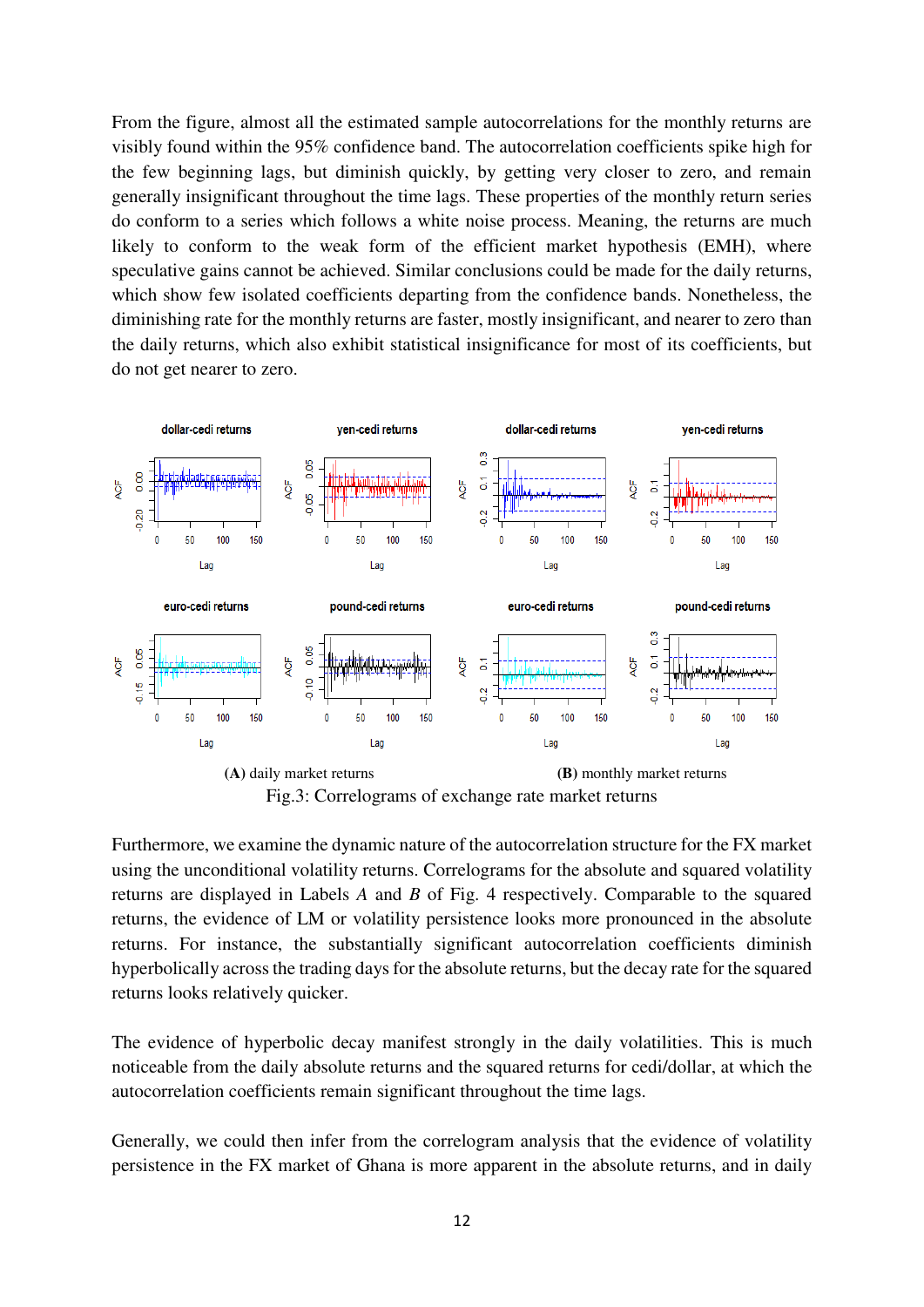From the figure, almost all the estimated sample autocorrelations for the monthly returns are visibly found within the 95% confidence band. The autocorrelation coefficients spike high for the few beginning lags, but diminish quickly, by getting very closer to zero, and remain generally insignificant throughout the time lags. These properties of the monthly return series do conform to a series which follows a white noise process. Meaning, the returns are much likely to conform to the weak form of the efficient market hypothesis (EMH), where speculative gains cannot be achieved. Similar conclusions could be made for the daily returns, which show few isolated coefficients departing from the confidence bands. Nonetheless, the diminishing rate for the monthly returns are faster, mostly insignificant, and nearer to zero than the daily returns, which also exhibit statistical insignificance for most of its coefficients, but do not get nearer to zero.

**(A)** daily market returns **(B)** monthly market returns

Fig.3: Correlograms of exchange rate market returns

Furthermore, we examine the dynamic nature of the autocorrelation structure for the FX market using the unconditional volatility returns. Correlograms for the absolute and squared volatility returns are displayed in Labels *A* and *B* of Fig. 4 respectively. Comparable to the squared returns, the evidence of LM or volatility persistence looks more pronounced in the absolute returns. For instance, the substantially significant autocorrelation coefficients diminish hyperbolically across the trading days for the absolute returns, but the decay rate for the squared returns looks relatively quicker.

The evidence of hyperbolic decay manifest strongly in the daily volatilities. This is much noticeable from the daily absolute returns and the squared returns for cedi/dollar, at which the autocorrelation coefficients remain significant throughout the time lags.

Generally, we could then infer from the correlogram analysis that the evidence of volatility persistence in the FX market of Ghana is more apparent in the absolute returns, and in daily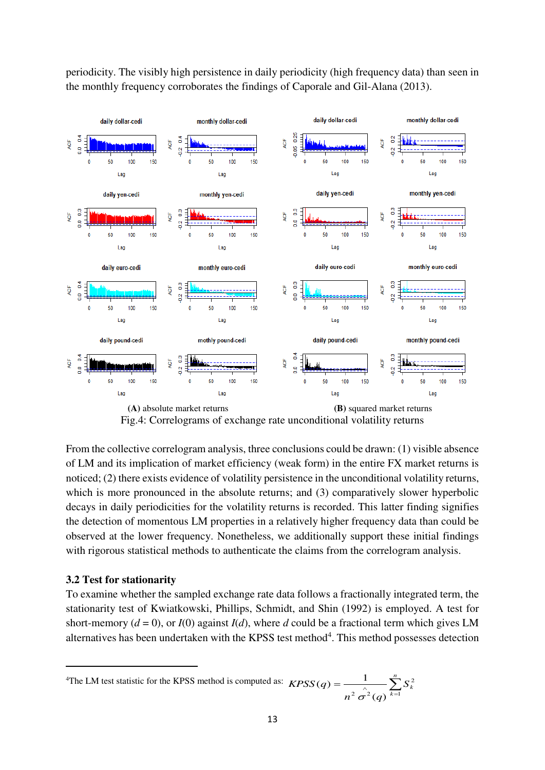periodicity. The visibly high persistence in daily periodicity (high frequency data) than seen in the monthly frequency corroborates the findings of Caporale and Gil-Alana (2013).

**(A)** absolute market returns **(B)** squared market returns

Fig.4: Correlograms of exchange rate unconditional volatility returns

From the collective correlogram analysis, three conclusions could be drawn: (1) visible absence of LM and its implication of market efficiency (weak form) in the entire FX market returns is noticed; (2) there exists evidence of volatility persistence in the unconditional volatility returns, which is more pronounced in the absolute returns; and (3) comparatively slower hyperbolic decays in daily periodicities for the volatility returns is recorded. This latter finding signifies the detection of momentous LM properties in a relatively higher frequency data than could be observed at the lower frequency. Nonetheless, we additionally support these initial findings with rigorous statistical methods to authenticate the claims from the correlogram analysis.

### 3.2 Test for stationarity

To examine whether the sampled exchange rate data follows a fractionally integrated term, the stationarity test of Kwiatkowski, Phillips, Schmidt, and Shin (1992) is employed. A test for short-memory ($d = 0$), or $I(0)$ against $I(d)$, where $d$ could be a fractional term which gives LM alternatives has been undertaken with the KPSS test method[4]. This method possesses detection

[4]The LM test statistic for the KPSS method is computed as: $KPSS(q) = \frac{1}{n^2 \hat{\sigma}^2(q)} \sum_{k=1}^{n} S_k^2$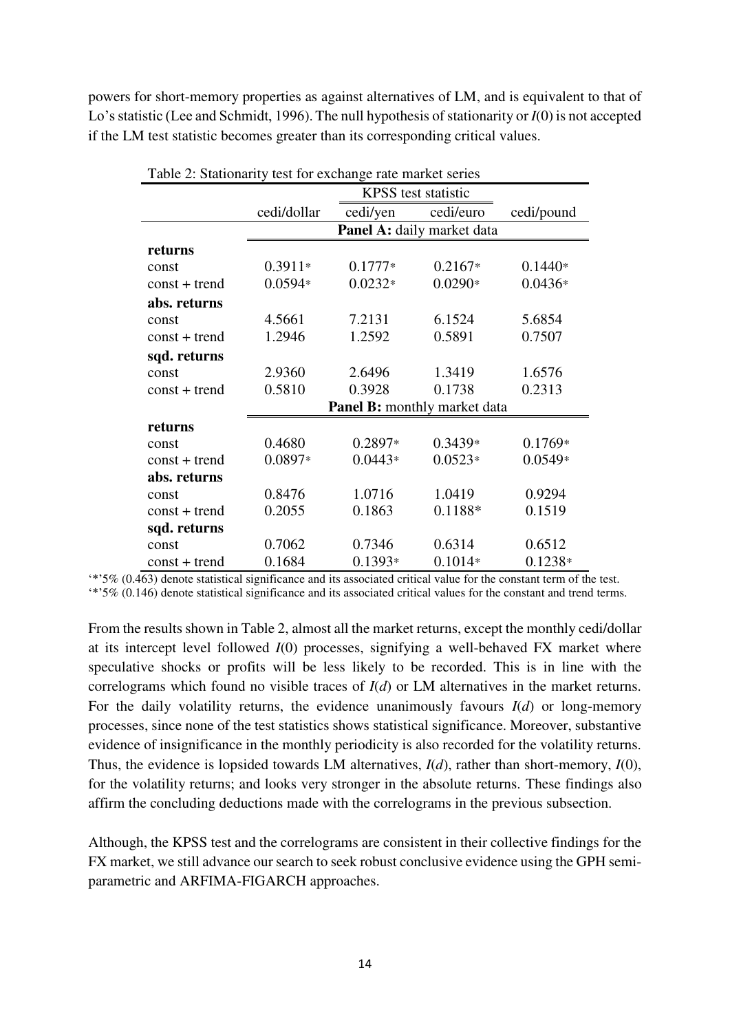powers for short-memory properties as against alternatives of LM, and is equivalent to that of Lo's statistic (Lee and Schmidt, 1996). The null hypothesis of stationarity or $I(0)$ is not accepted if the LM test statistic becomes greater than its corresponding critical values.

Table 2: Stationarity test for exchange rate market series

| | KPSS test statistic | | | |
|---|---|---|---|---|
| | cedi/dollar | cedi/yen | cedi/euro | cedi/pound |
| | **Panel A:** daily market data | | | |
| **returns** | | | | |
| const | 0.3911* | 0.1777* | 0.2167* | 0.1440* |
| const + trend | 0.0594* | 0.0232* | 0.0290* | 0.0436* |
| **abs. returns** | | | | |
| const | 4.5661 | 7.2131 | 6.1524 | 5.6854 |
| const + trend | 1.2946 | 1.2592 | 0.5891 | 0.7507 |
| **sqd. returns** | | | | |
| const | 2.9360 | 2.6496 | 1.3419 | 1.6576 |
| const + trend | 0.5810 | 0.3928 | 0.1738 | 0.2313 |
| | **Panel B:** monthly market data | | | |
| **returns** | | | | |
| const | 0.4680 | 0.2897* | 0.3439* | 0.1769* |
| const + trend | 0.0897* | 0.0443* | 0.0523* | 0.0549* |
| **abs. returns** | | | | |
| const | 0.8476 | 1.0716 | 1.0419 | 0.9294 |
| const + trend | 0.2055 | 0.1863 | 0.1188* | 0.1519 |
| **sqd. returns** | | | | |
| const | 0.7062 | 0.7346 | 0.6314 | 0.6512 |
| const + trend | 0.1684 | 0.1393* | 0.1014* | 0.1238* |

'*'5% (0.463) denote statistical significance and its associated critical value for the constant term of the test.
'*'5% (0.146) denote statistical significance and its associated critical values for the constant and trend terms.

From the results shown in Table 2, almost all the market returns, except the monthly cedi/dollar at its intercept level followed $I(0)$ processes, signifying a well-behaved FX market where speculative shocks or profits will be less likely to be recorded. This is in line with the correlograms which found no visible traces of $I(d)$ or LM alternatives in the market returns. For the daily volatility returns, the evidence unanimously favours $I(d)$ or long-memory processes, since none of the test statistics shows statistical significance. Moreover, substantive evidence of insignificance in the monthly periodicity is also recorded for the volatility returns. Thus, the evidence is lopsided towards LM alternatives, $I(d)$, rather than short-memory, $I(0)$, for the volatility returns; and looks very stronger in the absolute returns. These findings also affirm the concluding deductions made with the correlograms in the previous subsection.

Although, the KPSS test and the correlograms are consistent in their collective findings for the FX market, we still advance our search to seek robust conclusive evidence using the GPH semi-parametric and ARFIMA-FIGARCH approaches.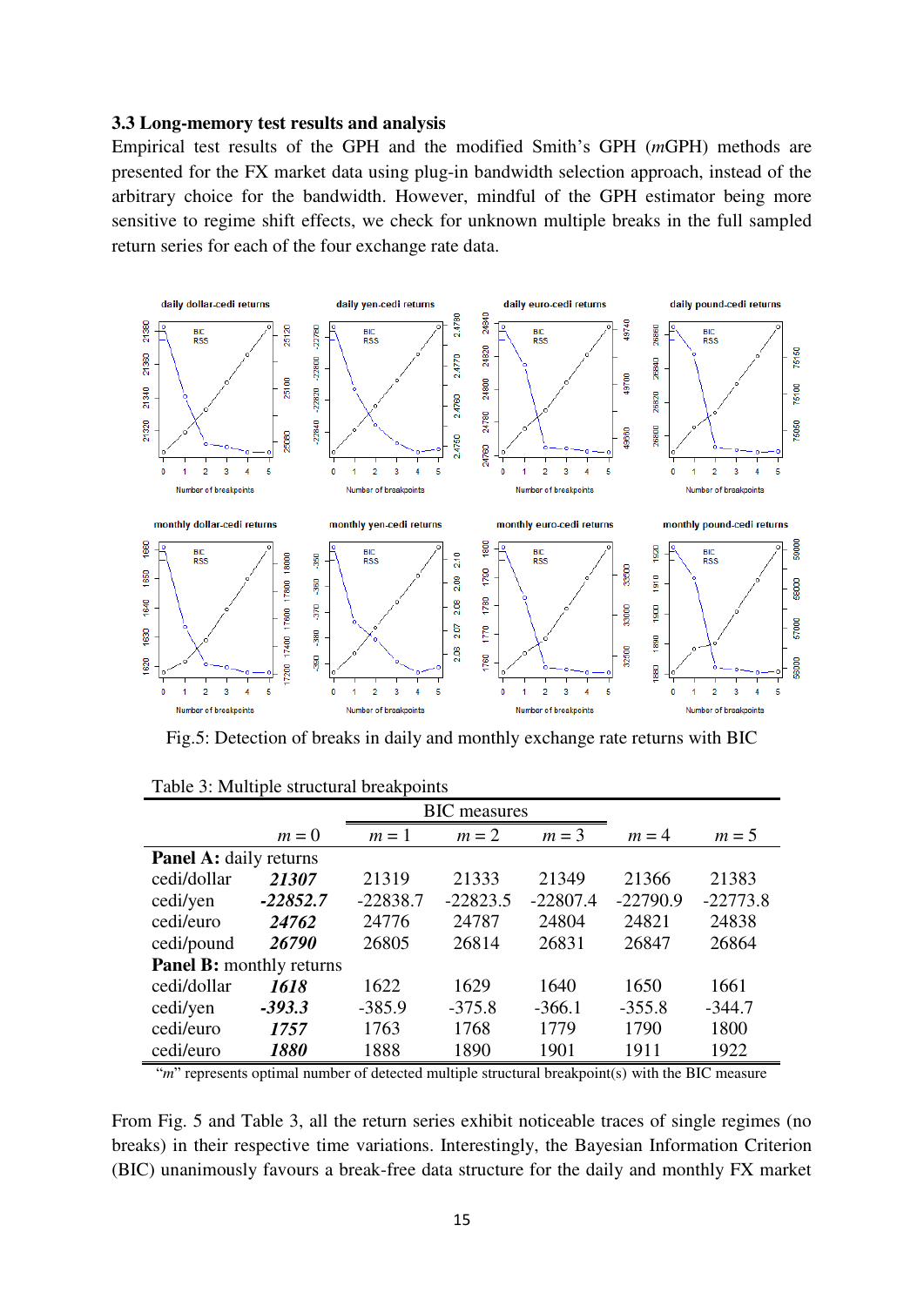### 3.3 Long-memory test results and analysis

Empirical test results of the GPH and the modified Smith's GPH (*m*GPH) methods are presented for the FX market data using plug-in bandwidth selection approach, instead of the arbitrary choice for the bandwidth. However, mindful of the GPH estimator being more sensitive to regime shift effects, we check for unknown multiple breaks in the full sampled return series for each of the four exchange rate data.

Fig.5: Detection of breaks in daily and monthly exchange rate returns with BIC

Table 3: Multiple structural breakpoints

| | BIC measures | | | | | |
|---|---|---|---|---|---|---|
| | $m = 0$ | $m = 1$ | $m = 2$ | $m = 3$ | $m = 4$ | $m = 5$ |
| **Panel A:** daily returns | | | | | | |
| cedi/dollar | ***21307*** | 21319 | 21333 | 21349 | 21366 | 21383 |
| cedi/yen | ***-22852.7*** | -22838.7 | -22823.5 | -22807.4 | -22790.9 | -22773.8 |
| cedi/euro | ***24762*** | 24776 | 24787 | 24804 | 24821 | 24838 |
| cedi/pound | ***26790*** | 26805 | 26814 | 26831 | 26847 | 26864 |
| **Panel B:** monthly returns | | | | | | |
| cedi/dollar | ***1618*** | 1622 | 1629 | 1640 | 1650 | 1661 |
| cedi/yen | ***-393.3*** | -385.9 | -375.8 | -366.1 | -355.8 | -344.7 |
| cedi/euro | ***1757*** | 1763 | 1768 | 1779 | 1790 | 1800 |
| cedi/euro | ***1880*** | 1888 | 1890 | 1901 | 1911 | 1922 |

"*m*" represents optimal number of detected multiple structural breakpoint(s) with the BIC measure

From Fig. 5 and Table 3, all the return series exhibit noticeable traces of single regimes (no breaks) in their respective time variations. Interestingly, the Bayesian Information Criterion (BIC) unanimously favours a break-free data structure for the daily and monthly FX market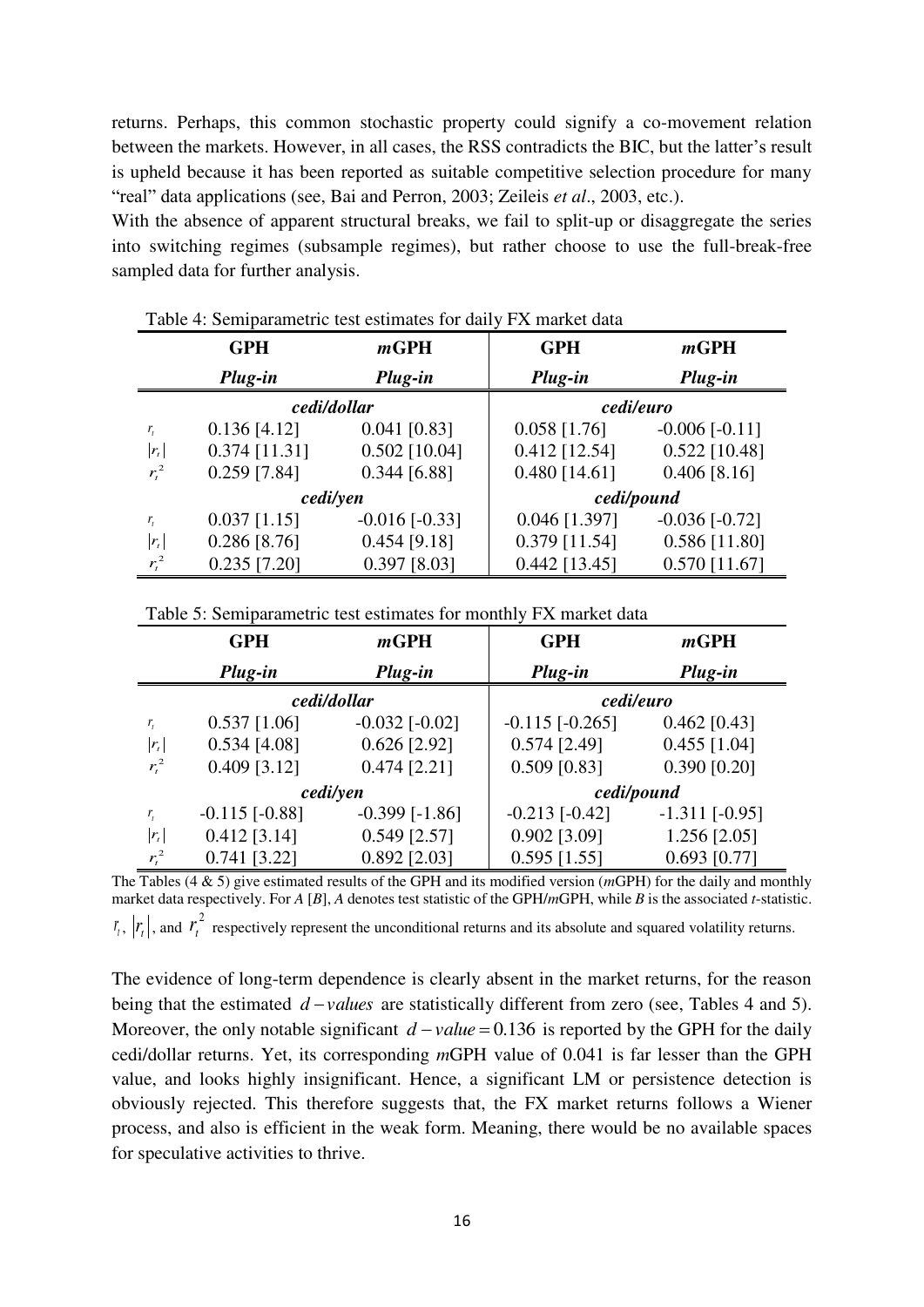returns. Perhaps, this common stochastic property could signify a co-movement relation between the markets. However, in all cases, the RSS contradicts the BIC, but the latter's result is upheld because it has been reported as suitable competitive selection procedure for many "real" data applications (see, Bai and Perron, 2003; Zeileis *et al*., 2003, etc.).

With the absence of apparent structural breaks, we fail to split-up or disaggregate the series into switching regimes (subsample regimes), but rather choose to use the full-break-free sampled data for further analysis.

Table 4: Semiparametric test estimates for daily FX market data

| | **GPH** | ***m*GPH** | **GPH** | ***m*GPH** |
|---|---|---|---|---|
| | ***Plug-in*** | ***Plug-in*** | ***Plug-in*** | ***Plug-in*** |
| | ***cedi/dollar*** | | ***cedi/euro*** | |
| $r_t$ | 0.136 [4.12] | 0.041 [0.83] | 0.058 [1.76] | -0.006 [-0.11] |
| $\|r_t\|$ | 0.374 [11.31] | 0.502 [10.04] | 0.412 [12.54] | 0.522 [10.48] |
| $r_t^2$ | 0.259 [7.84] | 0.344 [6.88] | 0.480 [14.61] | 0.406 [8.16] |
| | ***cedi/yen*** | | ***cedi/pound*** | |
| $r_t$ | 0.037 [1.15] | -0.016 [-0.33] | 0.046 [1.397] | -0.036 [-0.72] |
| $\|r_t\|$ | 0.286 [8.76] | 0.454 [9.18] | 0.379 [11.54] | 0.586 [11.80] |
| $r_t^2$ | 0.235 [7.20] | 0.397 [8.03] | 0.442 [13.45] | 0.570 [11.67] |

Table 5: Semiparametric test estimates for monthly FX market data

| | **GPH** | ***m*GPH** | **GPH** | ***m*GPH** |
|---|---|---|---|---|
| | ***Plug-in*** | ***Plug-in*** | ***Plug-in*** | ***Plug-in*** |
| | ***cedi/dollar*** | | ***cedi/euro*** | |
| $r_t$ | 0.537 [1.06] | -0.032 [-0.02] | -0.115 [-0.265] | 0.462 [0.43] |
| $\|r_t\|$ | 0.534 [4.08] | 0.626 [2.92] | 0.574 [2.49] | 0.455 [1.04] |
| $r_t^2$ | 0.409 [3.12] | 0.474 [2.21] | 0.509 [0.83] | 0.390 [0.20] |
| | ***cedi/yen*** | | ***cedi/pound*** | |
| $r_t$ | -0.115 [-0.88] | -0.399 [-1.86] | -0.213 [-0.42] | -1.311 [-0.95] |
| $\|r_t\|$ | 0.412 [3.14] | 0.549 [2.57] | 0.902 [3.09] | 1.256 [2.05] |
| $r_t^2$ | 0.741 [3.22] | 0.892 [2.03] | 0.595 [1.55] | 0.693 [0.77] |

The Tables (4 & 5) give estimated results of the GPH and its modified version (*m*GPH) for the daily and monthly market data respectively. For *A* [*B*], *A* denotes test statistic of the GPH/*m*GPH, while *B* is the associated *t*-statistic. $r_t$, $|r_t|$, and $r_t^2$ respectively represent the unconditional returns and its absolute and squared volatility returns.

The evidence of long-term dependence is clearly absent in the market returns, for the reason being that the estimated $d-values$ are statistically different from zero (see, Tables 4 and 5). Moreover, the only notable significant $d-value = 0.136$ is reported by the GPH for the daily cedi/dollar returns. Yet, its corresponding *m*GPH value of 0.041 is far lesser than the GPH value, and looks highly insignificant. Hence, a significant LM or persistence detection is obviously rejected. This therefore suggests that, the FX market returns follows a Wiener process, and also is efficient in the weak form. Meaning, there would be no available spaces for speculative activities to thrive.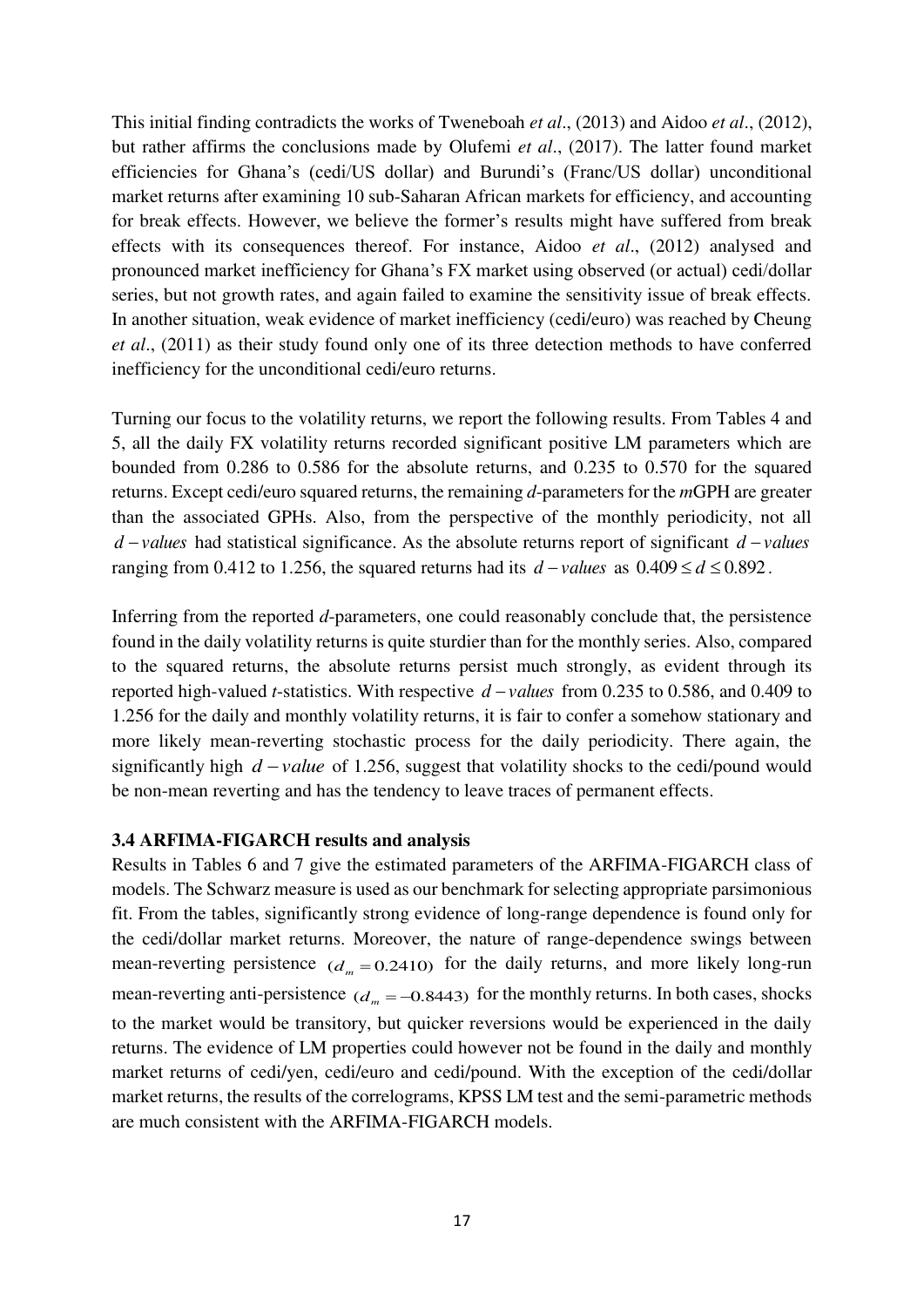This initial finding contradicts the works of Tweneboah *et al*., (2013) and Aidoo *et al*., (2012), but rather affirms the conclusions made by Olufemi *et al*., (2017). The latter found market efficiencies for Ghana's (cedi/US dollar) and Burundi's (Franc/US dollar) unconditional market returns after examining 10 sub-Saharan African markets for efficiency, and accounting for break effects. However, we believe the former's results might have suffered from break effects with its consequences thereof. For instance, Aidoo *et al*., (2012) analysed and pronounced market inefficiency for Ghana's FX market using observed (or actual) cedi/dollar series, but not growth rates, and again failed to examine the sensitivity issue of break effects. In another situation, weak evidence of market inefficiency (cedi/euro) was reached by Cheung *et al*., (2011) as their study found only one of its three detection methods to have conferred inefficiency for the unconditional cedi/euro returns.

Turning our focus to the volatility returns, we report the following results. From Tables 4 and 5, all the daily FX volatility returns recorded significant positive LM parameters which are bounded from 0.286 to 0.586 for the absolute returns, and 0.235 to 0.570 for the squared returns. Except cedi/euro squared returns, the remaining *d*-parameters for the *m*GPH are greater than the associated GPHs. Also, from the perspective of the monthly periodicity, not all $d-values$ had statistical significance. As the absolute returns report of significant $d-values$ ranging from 0.412 to 1.256, the squared returns had its $d-values$ as $0.409 \leq d \leq 0.892$.

Inferring from the reported *d*-parameters, one could reasonably conclude that, the persistence found in the daily volatility returns is quite sturdier than for the monthly series. Also, compared to the squared returns, the absolute returns persist much strongly, as evident through its reported high-valued *t*-statistics. With respective $d-values$ from 0.235 to 0.586, and 0.409 to 1.256 for the daily and monthly volatility returns, it is fair to confer a somehow stationary and more likely mean-reverting stochastic process for the daily periodicity. There again, the significantly high $d-value$ of 1.256, suggest that volatility shocks to the cedi/pound would be non-mean reverting and has the tendency to leave traces of permanent effects.

### 3.4 ARFIMA-FIGARCH results and analysis

Results in Tables 6 and 7 give the estimated parameters of the ARFIMA-FIGARCH class of models. The Schwarz measure is used as our benchmark for selecting appropriate parsimonious fit. From the tables, significantly strong evidence of long-range dependence is found only for the cedi/dollar market returns. Moreover, the nature of range-dependence swings between mean-reverting persistence $(d_m = 0.2410)$ for the daily returns, and more likely long-run mean-reverting anti-persistence $(d_m = -0.8443)$ for the monthly returns. In both cases, shocks to the market would be transitory, but quicker reversions would be experienced in the daily returns. The evidence of LM properties could however not be found in the daily and monthly market returns of cedi/yen, cedi/euro and cedi/pound. With the exception of the cedi/dollar market returns, the results of the correlograms, KPSS LM test and the semi-parametric methods are much consistent with the ARFIMA-FIGARCH models.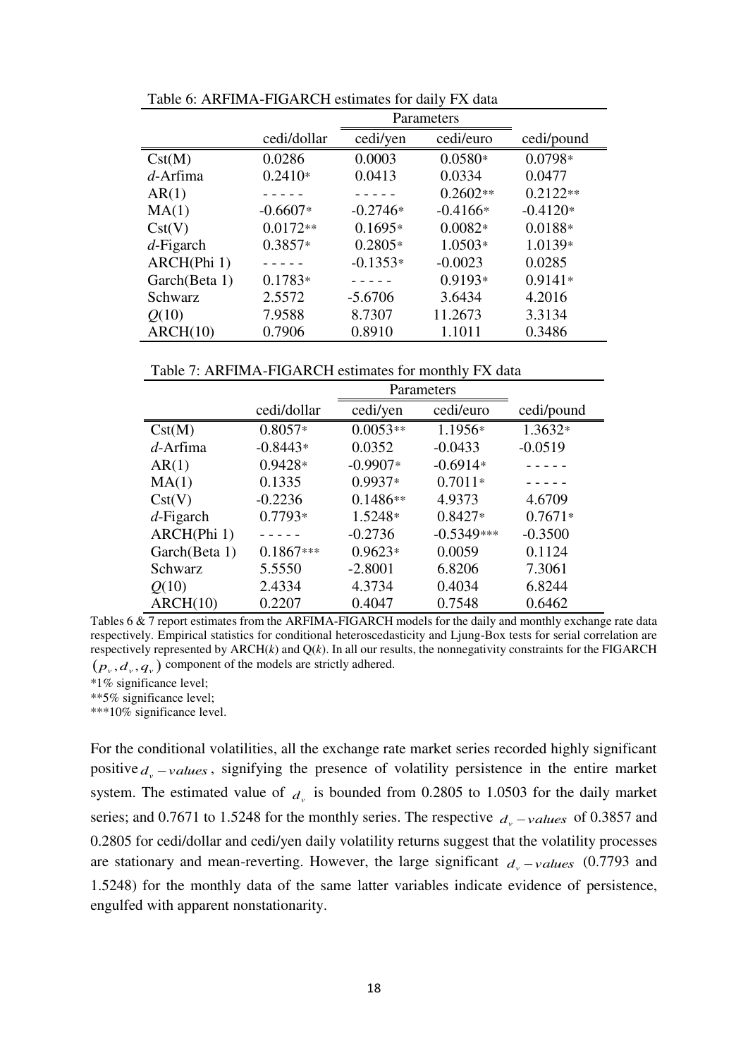Table 6: ARFIMA-FIGARCH estimates for daily FX data

| | | Parameters | | |
|---|---|---|---|---|
| | cedi/dollar | cedi/yen | cedi/euro | cedi/pound |
| Cst(M) | 0.0286 | 0.0003 | 0.0580* | 0.0798* |
| *d*-Arfima | 0.2410* | 0.0413 | 0.0334 | 0.0477 |
| AR(1) | - - - - - | - - - - - | 0.2602** | 0.2122** |
| MA(1) | -0.6607* | -0.2746* | -0.4166* | -0.4120* |
| Cst(V) | 0.0172** | 0.1695* | 0.0082* | 0.0188* |
| *d*-Figarch | 0.3857* | 0.2805* | 1.0503* | 1.0139* |
| ARCH(Phi 1) | - - - - - | -0.1353* | -0.0023 | 0.0285 |
| Garch(Beta 1) | 0.1783* | - - - - - | 0.9193* | 0.9141* |
| Schwarz | 2.5572 | -5.6706 | 3.6434 | 4.2016 |
| $Q(10)$ | 7.9588 | 8.7307 | 11.2673 | 3.3134 |
| ARCH(10) | 0.7906 | 0.8910 | 1.1011 | 0.3486 |

Table 7: ARFIMA-FIGARCH estimates for monthly FX data

| | | Parameters | | |
|---|---|---|---|---|
| | cedi/dollar | cedi/yen | cedi/euro | cedi/pound |
| Cst(M) | 0.8057* | 0.0053** | 1.1956* | 1.3632* |
| *d*-Arfima | -0.8443* | 0.0352 | -0.0433 | -0.0519 |
| AR(1) | 0.9428* | -0.9907* | -0.6914* | - - - - - |
| MA(1) | 0.1335 | 0.9937* | 0.7011* | - - - - - |
| Cst(V) | -0.2236 | 0.1486** | 4.9373 | 4.6709 |
| *d*-Figarch | 0.7793* | 1.5248* | 0.8427* | 0.7671* |
| ARCH(Phi 1) | - - - - - | -0.2736 | -0.5349*** | -0.3500 |
| Garch(Beta 1) | 0.1867*** | 0.9623* | 0.0059 | 0.1124 |
| Schwarz | 5.5550 | -2.8001 | 6.8206 | 7.3061 |
| $Q(10)$ | 2.4334 | 4.3734 | 0.4034 | 6.8244 |
| ARCH(10) | 0.2207 | 0.4047 | 0.7548 | 0.6462 |

Tables 6 & 7 report estimates from the ARFIMA-FIGARCH models for the daily and monthly exchange rate data respectively. Empirical statistics for conditional heteroscedasticity and Ljung-Box tests for serial correlation are respectively represented by ARCH($k$) and Q($k$). In all our results, the nonnegativity constraints for the FIGARCH $(p_v, d_v, q_v)$ component of the models are strictly adhered.

*1% significance level;

**5% significance level;

***10% significance level.

For the conditional volatilities, all the exchange rate market series recorded highly significant positive $d_v - values$, signifying the presence of volatility persistence in the entire market system. The estimated value of $d_v$ is bounded from 0.2805 to 1.0503 for the daily market series; and 0.7671 to 1.5248 for the monthly series. The respective $d_v - values$ of 0.3857 and 0.2805 for cedi/dollar and cedi/yen daily volatility returns suggest that the volatility processes are stationary and mean-reverting. However, the large significant $d_v - values$ (0.7793 and 1.5248) for the monthly data of the same latter variables indicate evidence of persistence, engulfed with apparent nonstationarity.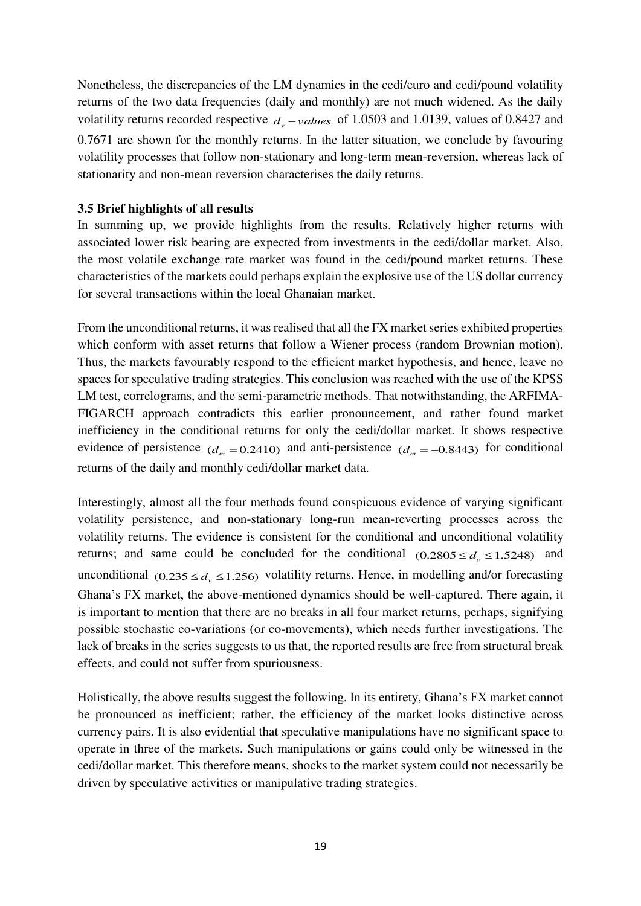Nonetheless, the discrepancies of the LM dynamics in the cedi/euro and cedi/pound volatility returns of the two data frequencies (daily and monthly) are not much widened. As the daily volatility returns recorded respective $d_v - values$ of 1.0503 and 1.0139, values of 0.8427 and 0.7671 are shown for the monthly returns. In the latter situation, we conclude by favouring volatility processes that follow non-stationary and long-term mean-reversion, whereas lack of stationarity and non-mean reversion characterises the daily returns.

### 3.5 Brief highlights of all results

In summing up, we provide highlights from the results. Relatively higher returns with associated lower risk bearing are expected from investments in the cedi/dollar market. Also, the most volatile exchange rate market was found in the cedi/pound market returns. These characteristics of the markets could perhaps explain the explosive use of the US dollar currency for several transactions within the local Ghanaian market.

From the unconditional returns, it was realised that all the FX market series exhibited properties which conform with asset returns that follow a Wiener process (random Brownian motion). Thus, the markets favourably respond to the efficient market hypothesis, and hence, leave no spaces for speculative trading strategies. This conclusion was reached with the use of the KPSS LM test, correlograms, and the semi-parametric methods. That notwithstanding, the ARFIMA-FIGARCH approach contradicts this earlier pronouncement, and rather found market inefficiency in the conditional returns for only the cedi/dollar market. It shows respective evidence of persistence $(d_m = 0.2410)$ and anti-persistence $(d_m = -0.8443)$ for conditional returns of the daily and monthly cedi/dollar market data.

Interestingly, almost all the four methods found conspicuous evidence of varying significant volatility persistence, and non-stationary long-run mean-reverting processes across the volatility returns. The evidence is consistent for the conditional and unconditional volatility returns; and same could be concluded for the conditional $(0.2805 \leq d_v \leq 1.5248)$ and unconditional $(0.235 \leq d_v \leq 1.256)$ volatility returns. Hence, in modelling and/or forecasting Ghana's FX market, the above-mentioned dynamics should be well-captured. There again, it is important to mention that there are no breaks in all four market returns, perhaps, signifying possible stochastic co-variations (or co-movements), which needs further investigations. The lack of breaks in the series suggests to us that, the reported results are free from structural break effects, and could not suffer from spuriousness.

Holistically, the above results suggest the following. In its entirety, Ghana's FX market cannot be pronounced as inefficient; rather, the efficiency of the market looks distinctive across currency pairs. It is also evidential that speculative manipulations have no significant space to operate in three of the markets. Such manipulations or gains could only be witnessed in the cedi/dollar market. This therefore means, shocks to the market system could not necessarily be driven by speculative activities or manipulative trading strategies.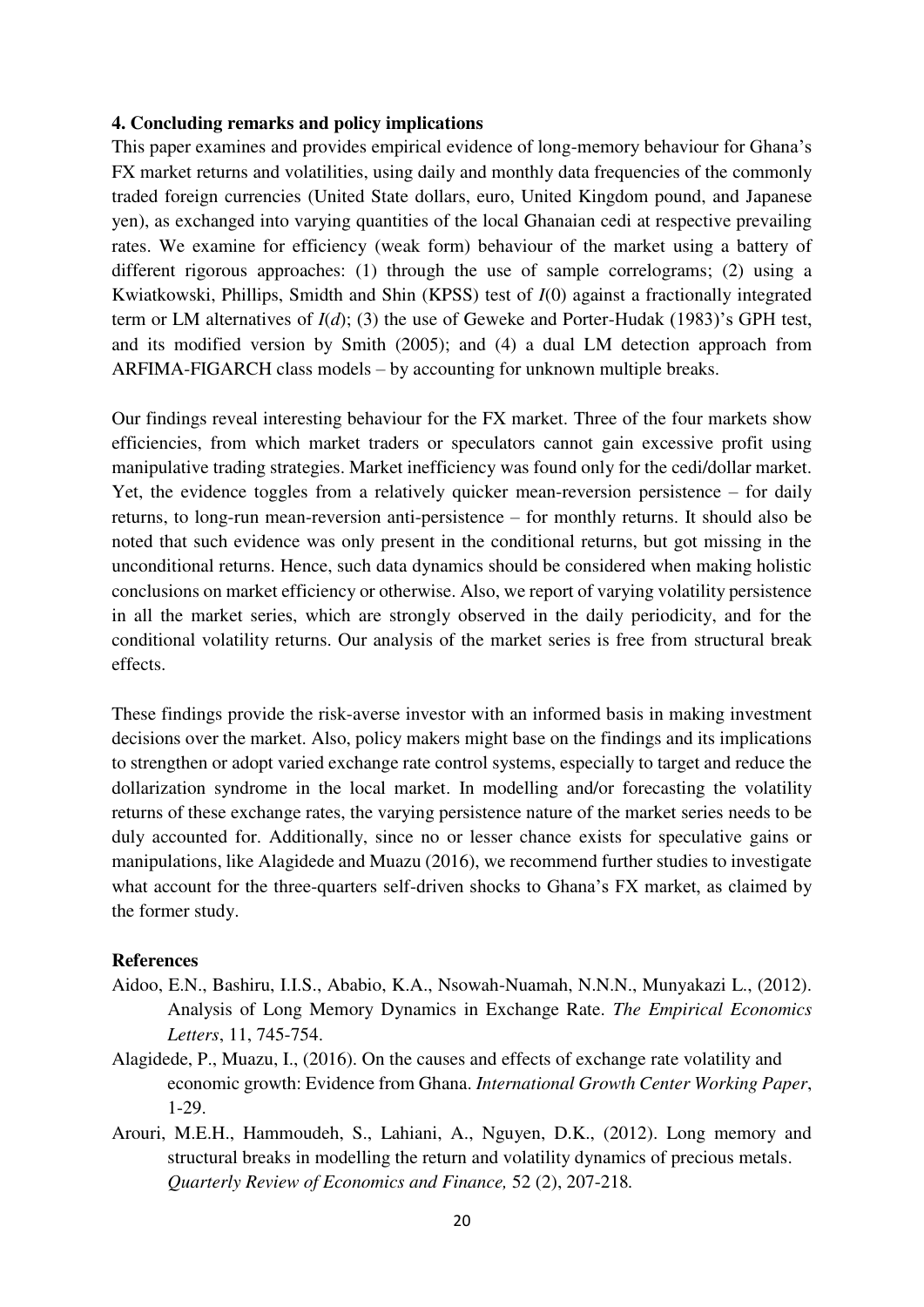## 4. Concluding remarks and policy implications

This paper examines and provides empirical evidence of long-memory behaviour for Ghana's FX market returns and volatilities, using daily and monthly data frequencies of the commonly traded foreign currencies (United State dollars, euro, United Kingdom pound, and Japanese yen), as exchanged into varying quantities of the local Ghanaian cedi at respective prevailing rates. We examine for efficiency (weak form) behaviour of the market using a battery of different rigorous approaches: (1) through the use of sample correlograms; (2) using a Kwiatkowski, Phillips, Smidth and Shin (KPSS) test of $I(0)$ against a fractionally integrated term or LM alternatives of $I(d)$; (3) the use of Geweke and Porter-Hudak (1983)'s GPH test, and its modified version by Smith (2005); and (4) a dual LM detection approach from ARFIMA-FIGARCH class models – by accounting for unknown multiple breaks.

Our findings reveal interesting behaviour for the FX market. Three of the four markets show efficiencies, from which market traders or speculators cannot gain excessive profit using manipulative trading strategies. Market inefficiency was found only for the cedi/dollar market. Yet, the evidence toggles from a relatively quicker mean-reversion persistence – for daily returns, to long-run mean-reversion anti-persistence – for monthly returns. It should also be noted that such evidence was only present in the conditional returns, but got missing in the unconditional returns. Hence, such data dynamics should be considered when making holistic conclusions on market efficiency or otherwise. Also, we report of varying volatility persistence in all the market series, which are strongly observed in the daily periodicity, and for the conditional volatility returns. Our analysis of the market series is free from structural break effects.

These findings provide the risk-averse investor with an informed basis in making investment decisions over the market. Also, policy makers might base on the findings and its implications to strengthen or adopt varied exchange rate control systems, especially to target and reduce the dollarization syndrome in the local market. In modelling and/or forecasting the volatility returns of these exchange rates, the varying persistence nature of the market series needs to be duly accounted for. Additionally, since no or lesser chance exists for speculative gains or manipulations, like Alagidede and Muazu (2016), we recommend further studies to investigate what account for the three-quarters self-driven shocks to Ghana's FX market, as claimed by the former study.

## References

Aidoo, E.N., Bashiru, I.I.S., Ababio, K.A., Nsowah-Nuamah, N.N.N., Munyakazi L., (2012). Analysis of Long Memory Dynamics in Exchange Rate. *The Empirical Economics Letters*, 11, 745-754.

Alagidede, P., Muazu, I., (2016). On the causes and effects of exchange rate volatility and economic growth: Evidence from Ghana. *International Growth Center Working Paper*, 1-29.

Arouri, M.E.H., Hammoudeh, S., Lahiani, A., Nguyen, D.K., (2012). Long memory and structural breaks in modelling the return and volatility dynamics of precious metals. *Quarterly Review of Economics and Finance,* 52 (2), 207-218.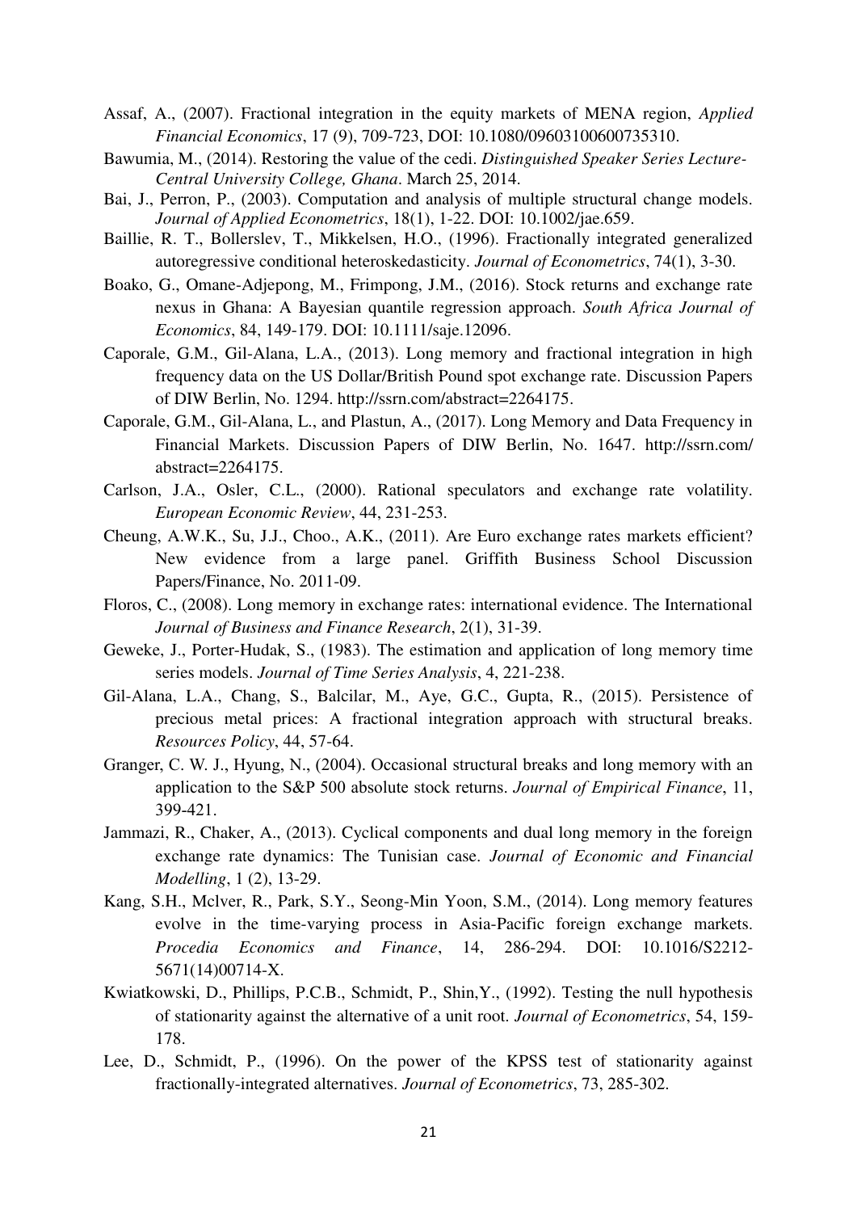Assaf, A., (2007). Fractional integration in the equity markets of MENA region, *Applied Financial Economics*, 17 (9), 709-723, DOI: 10.1080/09603100600735310.

Bawumia, M., (2014). Restoring the value of the cedi. *Distinguished Speaker Series Lecture-Central University College, Ghana*. March 25, 2014.

Bai, J., Perron, P., (2003). Computation and analysis of multiple structural change models. *Journal of Applied Econometrics*, 18(1), 1-22. DOI: 10.1002/jae.659.

Baillie, R. T., Bollerslev, T., Mikkelsen, H.O., (1996). Fractionally integrated generalized autoregressive conditional heteroskedasticity. *Journal of Econometrics*, 74(1), 3-30.

Boako, G., Omane-Adjepong, M., Frimpong, J.M., (2016). Stock returns and exchange rate nexus in Ghana: A Bayesian quantile regression approach. *South Africa Journal of Economics*, 84, 149-179. DOI: 10.1111/saje.12096.

Caporale, G.M., Gil-Alana, L.A., (2013). Long memory and fractional integration in high frequency data on the US Dollar/British Pound spot exchange rate. Discussion Papers of DIW Berlin, No. 1294. http://ssrn.com/abstract=2264175.

Caporale, G.M., Gil-Alana, L., and Plastun, A., (2017). Long Memory and Data Frequency in Financial Markets. Discussion Papers of DIW Berlin, No. 1647. http://ssrn.com/ abstract=2264175.

Carlson, J.A., Osler, C.L., (2000). Rational speculators and exchange rate volatility. *European Economic Review*, 44, 231-253.

Cheung, A.W.K., Su, J.J., Choo., A.K., (2011). Are Euro exchange rates markets efficient? New evidence from a large panel. Griffith Business School Discussion Papers/Finance, No. 2011-09.

Floros, C., (2008). Long memory in exchange rates: international evidence. The International *Journal of Business and Finance Research*, 2(1), 31-39.

Geweke, J., Porter-Hudak, S., (1983). The estimation and application of long memory time series models. *Journal of Time Series Analysis*, 4, 221-238.

Gil-Alana, L.A., Chang, S., Balcilar, M., Aye, G.C., Gupta, R., (2015). Persistence of precious metal prices: A fractional integration approach with structural breaks. *Resources Policy*, 44, 57-64.

Granger, C. W. J., Hyung, N., (2004). Occasional structural breaks and long memory with an application to the S&P 500 absolute stock returns. *Journal of Empirical Finance*, 11, 399-421.

Jammazi, R., Chaker, A., (2013). Cyclical components and dual long memory in the foreign exchange rate dynamics: The Tunisian case. *Journal of Economic and Financial Modelling*, 1 (2), 13-29.

Kang, S.H., Mclver, R., Park, S.Y., Seong-Min Yoon, S.M., (2014). Long memory features evolve in the time-varying process in Asia-Pacific foreign exchange markets. *Procedia Economics and Finance*, 14, 286-294. DOI: 10.1016/S2212-5671(14)00714-X.

Kwiatkowski, D., Phillips, P.C.B., Schmidt, P., Shin,Y., (1992). Testing the null hypothesis of stationarity against the alternative of a unit root. *Journal of Econometrics*, 54, 159-178.

Lee, D., Schmidt, P., (1996). On the power of the KPSS test of stationarity against fractionally-integrated alternatives. *Journal of Econometrics*, 73, 285-302.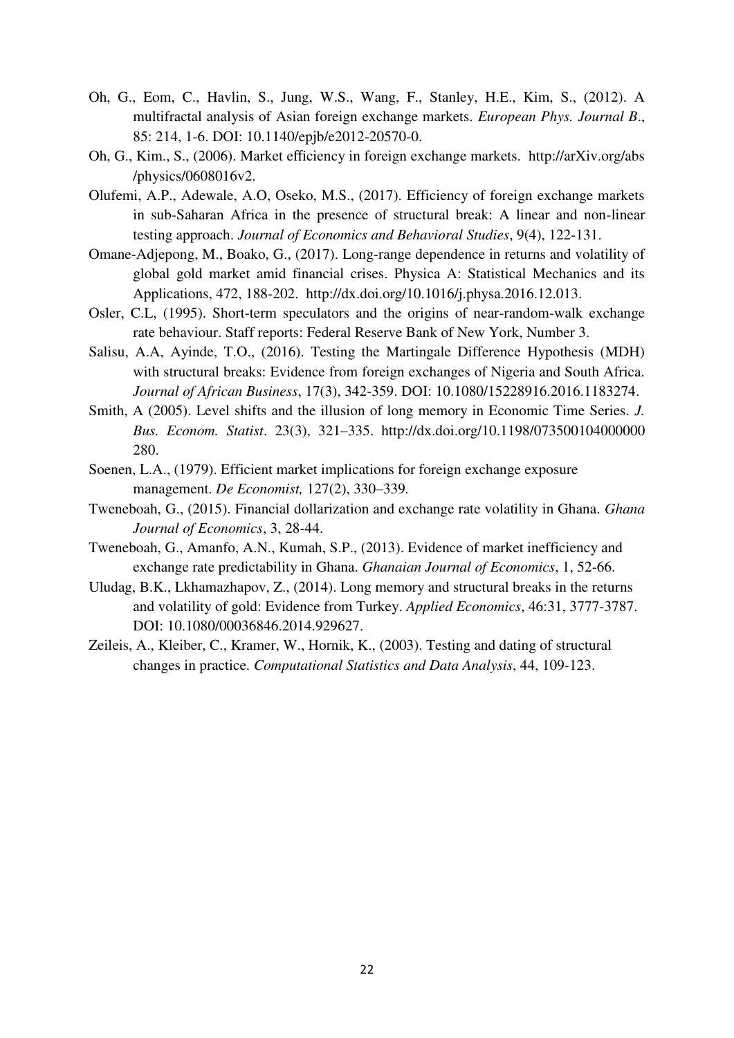Oh, G., Eom, C., Havlin, S., Jung, W.S., Wang, F., Stanley, H.E., Kim, S., (2012). A multifractal analysis of Asian foreign exchange markets. *European Phys. Journal B*., 85: 214, 1-6. DOI: 10.1140/epjb/e2012-20570-0.

Oh, G., Kim., S., (2006). Market efficiency in foreign exchange markets. http://arXiv.org/abs/physics/0608016v2.

Olufemi, A.P., Adewale, A.O, Oseko, M.S., (2017). Efficiency of foreign exchange markets in sub-Saharan Africa in the presence of structural break: A linear and non-linear testing approach. *Journal of Economics and Behavioral Studies*, 9(4), 122-131.

Omane-Adjepong, M., Boako, G., (2017). Long-range dependence in returns and volatility of global gold market amid financial crises. Physica A: Statistical Mechanics and its Applications, 472, 188-202. http://dx.doi.org/10.1016/j.physa.2016.12.013.

Osler, C.L, (1995). Short-term speculators and the origins of near-random-walk exchange rate behaviour. Staff reports: Federal Reserve Bank of New York, Number 3.

Salisu, A.A, Ayinde, T.O., (2016). Testing the Martingale Difference Hypothesis (MDH) with structural breaks: Evidence from foreign exchanges of Nigeria and South Africa. *Journal of African Business*, 17(3), 342-359. DOI: 10.1080/15228916.2016.1183274.

Smith, A (2005). Level shifts and the illusion of long memory in Economic Time Series. *J. Bus. Econom. Statist*. 23(3), 321–335. http://dx.doi.org/10.1198/073500104000000280.

Soenen, L.A., (1979). Efficient market implications for foreign exchange exposure management. *De Economist,* 127(2), 330–339.

Tweneboah, G., (2015). Financial dollarization and exchange rate volatility in Ghana. *Ghana Journal of Economics*, 3, 28-44.

Tweneboah, G., Amanfo, A.N., Kumah, S.P., (2013). Evidence of market inefficiency and exchange rate predictability in Ghana. *Ghanaian Journal of Economics*, 1, 52-66.

Uludag, B.K., Lkhamazhapov, Z., (2014). Long memory and structural breaks in the returns and volatility of gold: Evidence from Turkey. *Applied Economics*, 46:31, 3777-3787. DOI: 10.1080/00036846.2014.929627.

Zeileis, A., Kleiber, C., Kramer, W., Hornik, K., (2003). Testing and dating of structural changes in practice. *Computational Statistics and Data Analysis*, 44, 109-123.